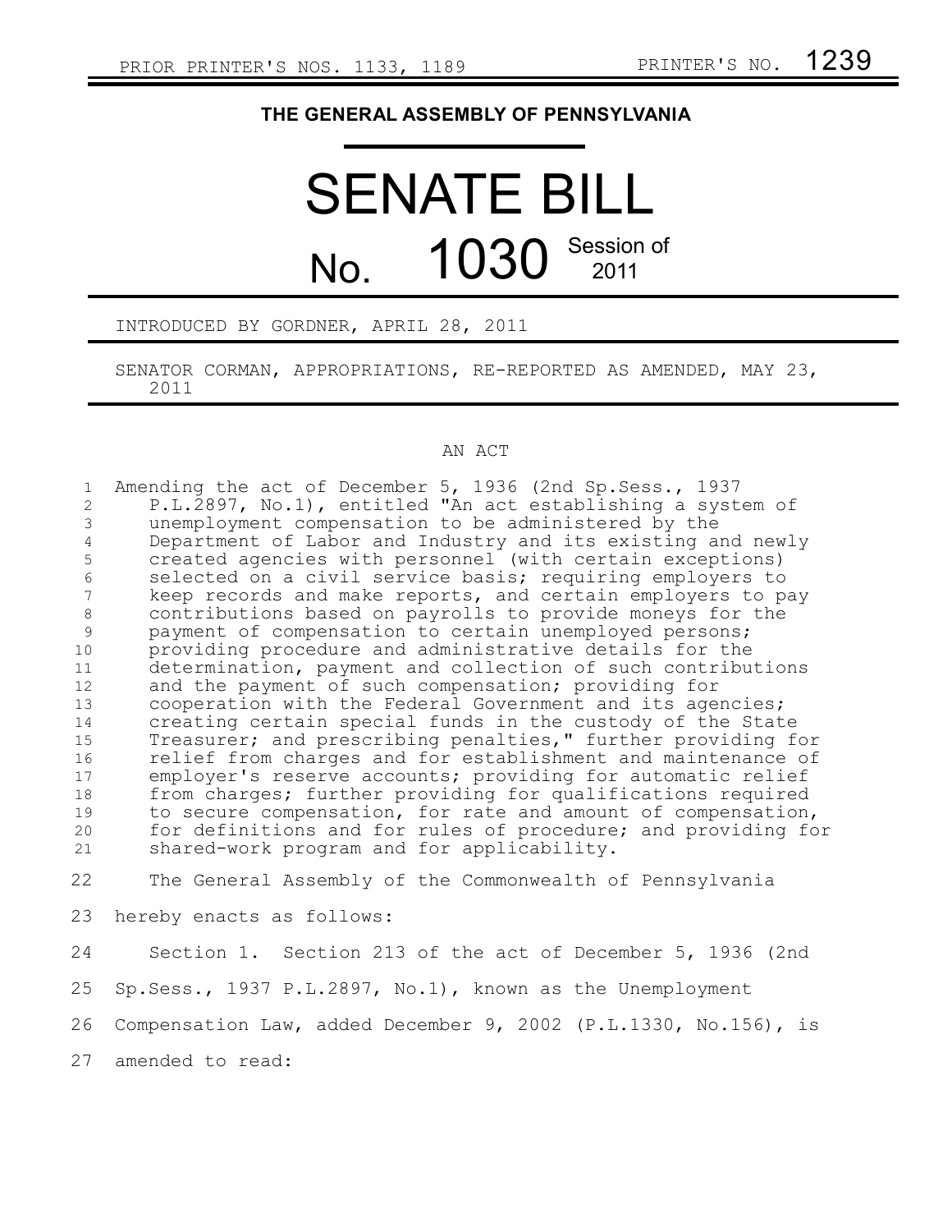PRIOR PRINTER'S NOS. 1133, 1189 PRINTER'S NO. 1239

# THE GENERAL ASSEMBLY OF PENNSYLVANIA

# SENATE BILL

## No. 1030 Session of 2011

INTRODUCED BY GORDNER, APRIL 28, 2011

SENATOR CORMAN, APPROPRIATIONS, RE-REPORTED AS AMENDED, MAY 23, 2011

AN ACT

Amending the act of December 5, 1936 (2nd Sp.Sess., 1937 P.L.2897, No.1), entitled "An act establishing a system of unemployment compensation to be administered by the Department of Labor and Industry and its existing and newly created agencies with personnel (with certain exceptions) selected on a civil service basis; requiring employers to keep records and make reports, and certain employers to pay contributions based on payrolls to provide moneys for the payment of compensation to certain unemployed persons; providing procedure and administrative details for the determination, payment and collection of such contributions and the payment of such compensation; providing for cooperation with the Federal Government and its agencies; creating certain special funds in the custody of the State Treasurer; and prescribing penalties," further providing for relief from charges and for establishment and maintenance of employer's reserve accounts; providing for automatic relief from charges; further providing for qualifications required to secure compensation, for rate and amount of compensation, for definitions and for rules of procedure; and providing for shared-work program and for applicability.

The General Assembly of the Commonwealth of Pennsylvania hereby enacts as follows:

Section 1. Section 213 of the act of December 5, 1936 (2nd Sp.Sess., 1937 P.L.2897, No.1), known as the Unemployment Compensation Law, added December 9, 2002 (P.L.1330, No.156), is amended to read: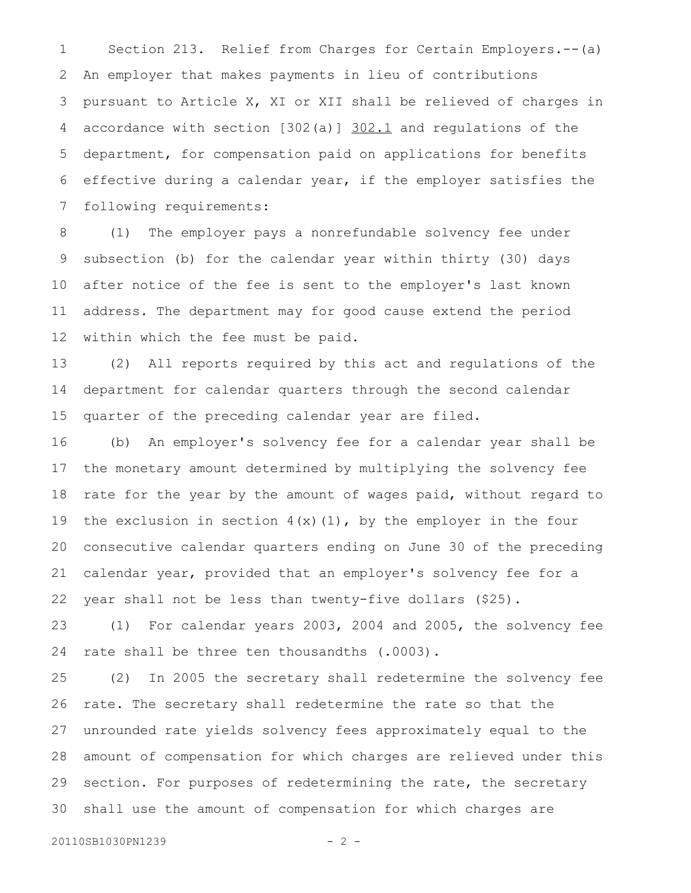Section 213. Relief from Charges for Certain Employers.--(a) An employer that makes payments in lieu of contributions pursuant to Article X, XI or XII shall be relieved of charges in accordance with section [302(a)] 302.1 and regulations of the department, for compensation paid on applications for benefits effective during a calendar year, if the employer satisfies the following requirements:

(1) The employer pays a nonrefundable solvency fee under subsection (b) for the calendar year within thirty (30) days after notice of the fee is sent to the employer's last known address. The department may for good cause extend the period within which the fee must be paid.

(2) All reports required by this act and regulations of the department for calendar quarters through the second calendar quarter of the preceding calendar year are filed.

(b) An employer's solvency fee for a calendar year shall be the monetary amount determined by multiplying the solvency fee rate for the year by the amount of wages paid, without regard to the exclusion in section 4(x)(1), by the employer in the four consecutive calendar quarters ending on June 30 of the preceding calendar year, provided that an employer's solvency fee for a year shall not be less than twenty-five dollars ($25).

(1) For calendar years 2003, 2004 and 2005, the solvency fee rate shall be three ten thousandths (.0003).

(2) In 2005 the secretary shall redetermine the solvency fee rate. The secretary shall redetermine the rate so that the unrounded rate yields solvency fees approximately equal to the amount of compensation for which charges are relieved under this section. For purposes of redetermining the rate, the secretary shall use the amount of compensation for which charges are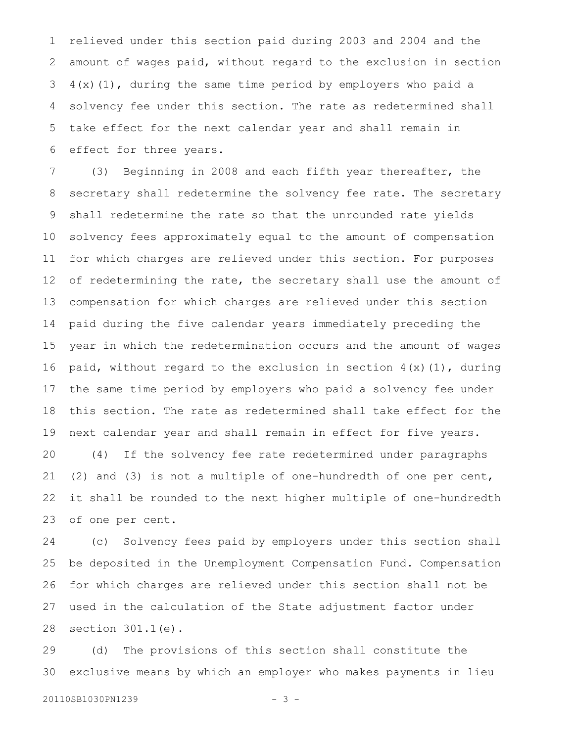relieved under this section paid during 2003 and 2004 and the amount of wages paid, without regard to the exclusion in section 4(x)(1), during the same time period by employers who paid a solvency fee under this section. The rate as redetermined shall take effect for the next calendar year and shall remain in effect for three years.

(3) Beginning in 2008 and each fifth year thereafter, the secretary shall redetermine the solvency fee rate. The secretary shall redetermine the rate so that the unrounded rate yields solvency fees approximately equal to the amount of compensation for which charges are relieved under this section. For purposes of redetermining the rate, the secretary shall use the amount of compensation for which charges are relieved under this section paid during the five calendar years immediately preceding the year in which the redetermination occurs and the amount of wages paid, without regard to the exclusion in section 4(x)(1), during the same time period by employers who paid a solvency fee under this section. The rate as redetermined shall take effect for the next calendar year and shall remain in effect for five years.

(4) If the solvency fee rate redetermined under paragraphs (2) and (3) is not a multiple of one-hundredth of one per cent, it shall be rounded to the next higher multiple of one-hundredth of one per cent.

(c) Solvency fees paid by employers under this section shall be deposited in the Unemployment Compensation Fund. Compensation for which charges are relieved under this section shall not be used in the calculation of the State adjustment factor under section 301.1(e).

(d) The provisions of this section shall constitute the exclusive means by which an employer who makes payments in lieu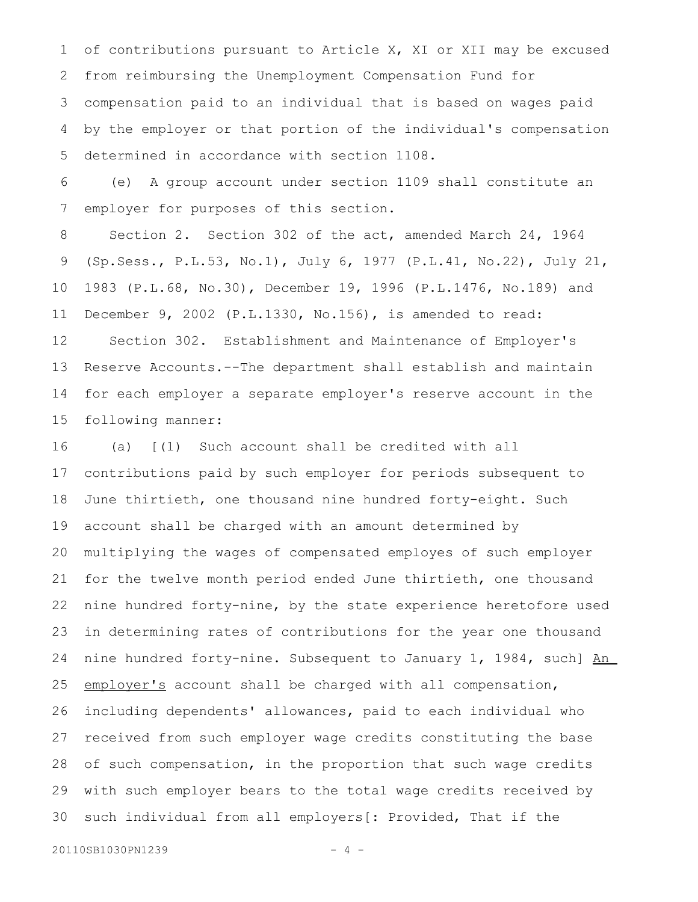of contributions pursuant to Article X, XI or XII may be excused from reimbursing the Unemployment Compensation Fund for compensation paid to an individual that is based on wages paid by the employer or that portion of the individual's compensation determined in accordance with section 1108.

(e) A group account under section 1109 shall constitute an employer for purposes of this section.

Section 2. Section 302 of the act, amended March 24, 1964 (Sp.Sess., P.L.53, No.1), July 6, 1977 (P.L.41, No.22), July 21, 1983 (P.L.68, No.30), December 19, 1996 (P.L.1476, No.189) and December 9, 2002 (P.L.1330, No.156), is amended to read:

Section 302. Establishment and Maintenance of Employer's Reserve Accounts.--The department shall establish and maintain for each employer a separate employer's reserve account in the following manner:

(a) [(1) Such account shall be credited with all contributions paid by such employer for periods subsequent to June thirtieth, one thousand nine hundred forty-eight. Such account shall be charged with an amount determined by multiplying the wages of compensated employes of such employer for the twelve month period ended June thirtieth, one thousand nine hundred forty-nine, by the state experience heretofore used in determining rates of contributions for the year one thousand nine hundred forty-nine. Subsequent to January 1, 1984, such] <u>An employer's</u> account shall be charged with all compensation, including dependents' allowances, paid to each individual who received from such employer wage credits constituting the base of such compensation, in the proportion that such wage credits with such employer bears to the total wage credits received by such individual from all employers[: Provided, That if the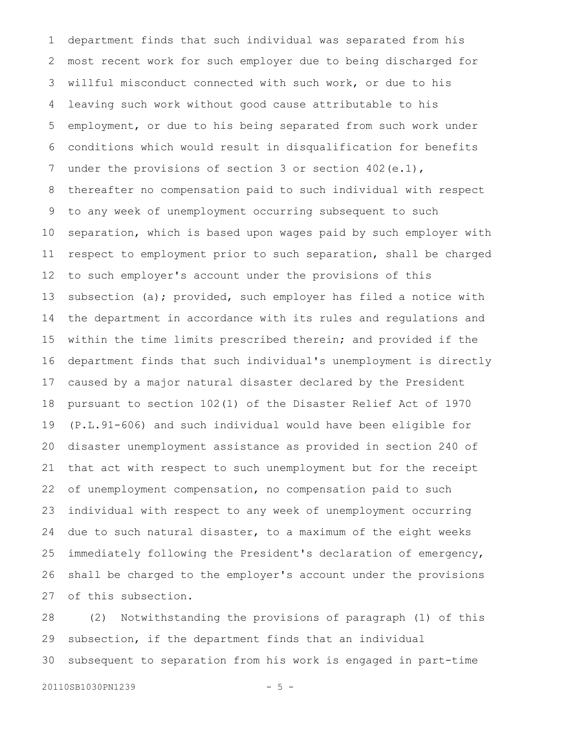department finds that such individual was separated from his most recent work for such employer due to being discharged for willful misconduct connected with such work, or due to his leaving such work without good cause attributable to his employment, or due to his being separated from such work under conditions which would result in disqualification for benefits under the provisions of section 3 or section 402(e.1), thereafter no compensation paid to such individual with respect to any week of unemployment occurring subsequent to such separation, which is based upon wages paid by such employer with respect to employment prior to such separation, shall be charged to such employer's account under the provisions of this subsection (a); provided, such employer has filed a notice with the department in accordance with its rules and regulations and within the time limits prescribed therein; and provided if the department finds that such individual's unemployment is directly caused by a major natural disaster declared by the President pursuant to section 102(1) of the Disaster Relief Act of 1970 (P.L.91-606) and such individual would have been eligible for disaster unemployment assistance as provided in section 240 of that act with respect to such unemployment but for the receipt of unemployment compensation, no compensation paid to such individual with respect to any week of unemployment occurring due to such natural disaster, to a maximum of the eight weeks immediately following the President's declaration of emergency, shall be charged to the employer's account under the provisions of this subsection.

(2) Notwithstanding the provisions of paragraph (1) of this subsection, if the department finds that an individual subsequent to separation from his work is engaged in part-time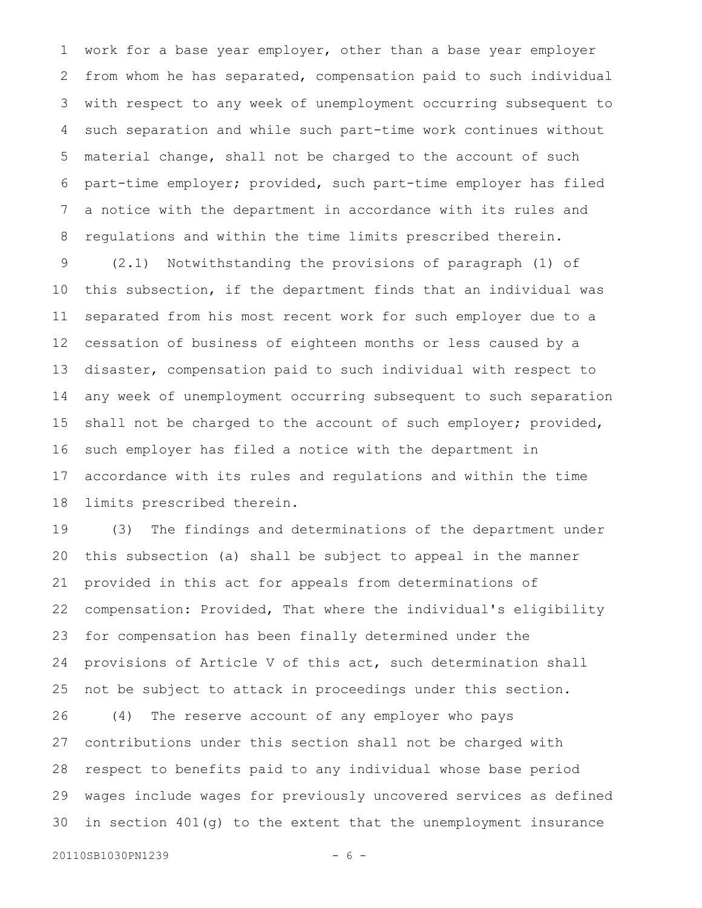work for a base year employer, other than a base year employer from whom he has separated, compensation paid to such individual with respect to any week of unemployment occurring subsequent to such separation and while such part-time work continues without material change, shall not be charged to the account of such part-time employer; provided, such part-time employer has filed a notice with the department in accordance with its rules and regulations and within the time limits prescribed therein.

(2.1) Notwithstanding the provisions of paragraph (1) of this subsection, if the department finds that an individual was separated from his most recent work for such employer due to a cessation of business of eighteen months or less caused by a disaster, compensation paid to such individual with respect to any week of unemployment occurring subsequent to such separation shall not be charged to the account of such employer; provided, such employer has filed a notice with the department in accordance with its rules and regulations and within the time limits prescribed therein.

(3) The findings and determinations of the department under this subsection (a) shall be subject to appeal in the manner provided in this act for appeals from determinations of compensation: Provided, That where the individual's eligibility for compensation has been finally determined under the provisions of Article V of this act, such determination shall not be subject to attack in proceedings under this section.

(4) The reserve account of any employer who pays contributions under this section shall not be charged with respect to benefits paid to any individual whose base period wages include wages for previously uncovered services as defined in section 401(g) to the extent that the unemployment insurance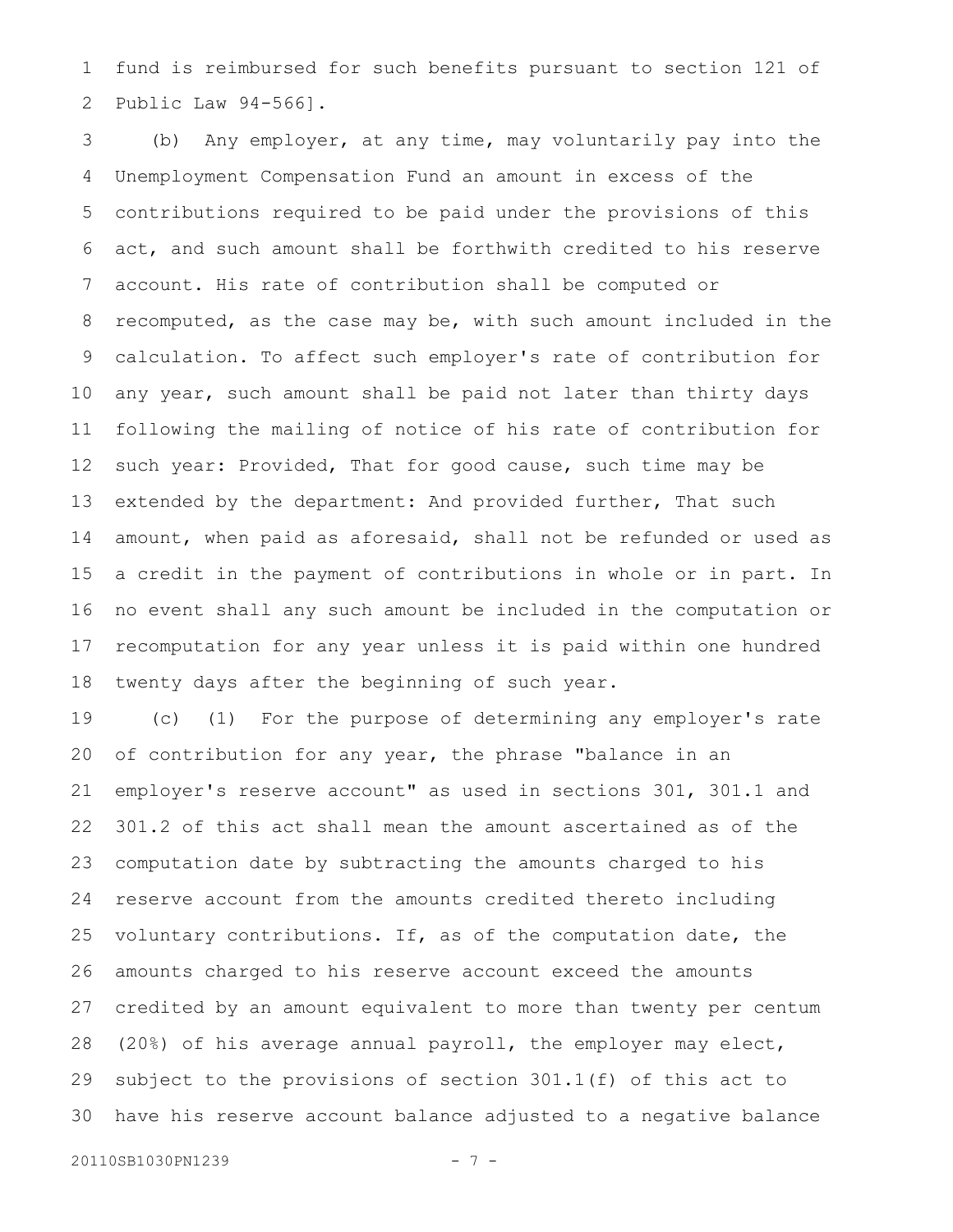fund is reimbursed for such benefits pursuant to section 121 of Public Law 94-566].

(b) Any employer, at any time, may voluntarily pay into the Unemployment Compensation Fund an amount in excess of the contributions required to be paid under the provisions of this act, and such amount shall be forthwith credited to his reserve account. His rate of contribution shall be computed or recomputed, as the case may be, with such amount included in the calculation. To affect such employer's rate of contribution for any year, such amount shall be paid not later than thirty days following the mailing of notice of his rate of contribution for such year: Provided, That for good cause, such time may be extended by the department: And provided further, That such amount, when paid as aforesaid, shall not be refunded or used as a credit in the payment of contributions in whole or in part. In no event shall any such amount be included in the computation or recomputation for any year unless it is paid within one hundred twenty days after the beginning of such year.

(c) (1) For the purpose of determining any employer's rate of contribution for any year, the phrase "balance in an employer's reserve account" as used in sections 301, 301.1 and 301.2 of this act shall mean the amount ascertained as of the computation date by subtracting the amounts charged to his reserve account from the amounts credited thereto including voluntary contributions. If, as of the computation date, the amounts charged to his reserve account exceed the amounts credited by an amount equivalent to more than twenty per centum (20%) of his average annual payroll, the employer may elect, subject to the provisions of section 301.1(f) of this act to have his reserve account balance adjusted to a negative balance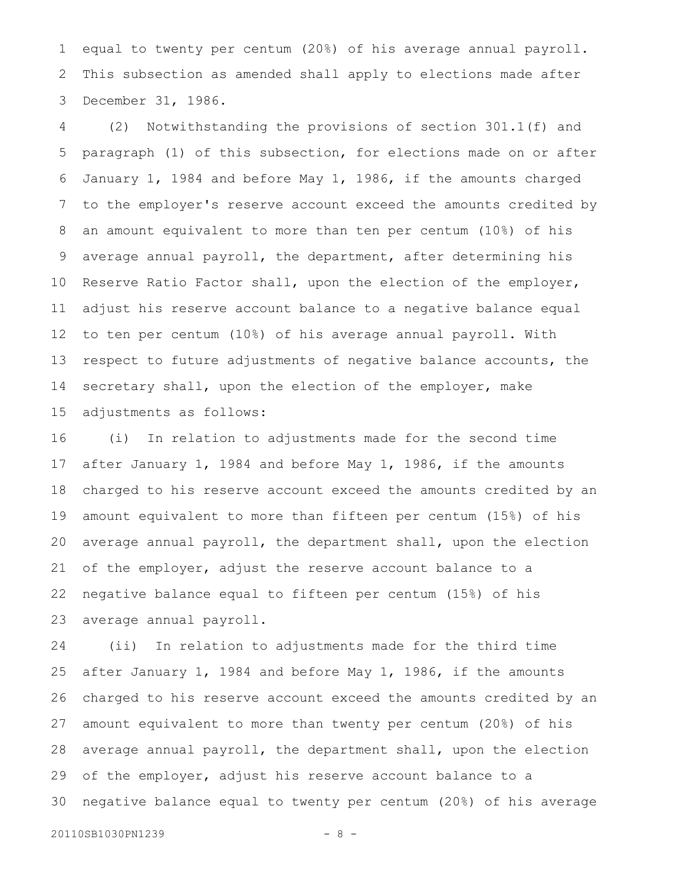equal to twenty per centum (20%) of his average annual payroll. This subsection as amended shall apply to elections made after December 31, 1986.

(2) Notwithstanding the provisions of section 301.1(f) and paragraph (1) of this subsection, for elections made on or after January 1, 1984 and before May 1, 1986, if the amounts charged to the employer's reserve account exceed the amounts credited by an amount equivalent to more than ten per centum (10%) of his average annual payroll, the department, after determining his Reserve Ratio Factor shall, upon the election of the employer, adjust his reserve account balance to a negative balance equal to ten per centum (10%) of his average annual payroll. With respect to future adjustments of negative balance accounts, the secretary shall, upon the election of the employer, make adjustments as follows:

(i) In relation to adjustments made for the second time after January 1, 1984 and before May 1, 1986, if the amounts charged to his reserve account exceed the amounts credited by an amount equivalent to more than fifteen per centum (15%) of his average annual payroll, the department shall, upon the election of the employer, adjust the reserve account balance to a negative balance equal to fifteen per centum (15%) of his average annual payroll.

(ii) In relation to adjustments made for the third time after January 1, 1984 and before May 1, 1986, if the amounts charged to his reserve account exceed the amounts credited by an amount equivalent to more than twenty per centum (20%) of his average annual payroll, the department shall, upon the election of the employer, adjust his reserve account balance to a negative balance equal to twenty per centum (20%) of his average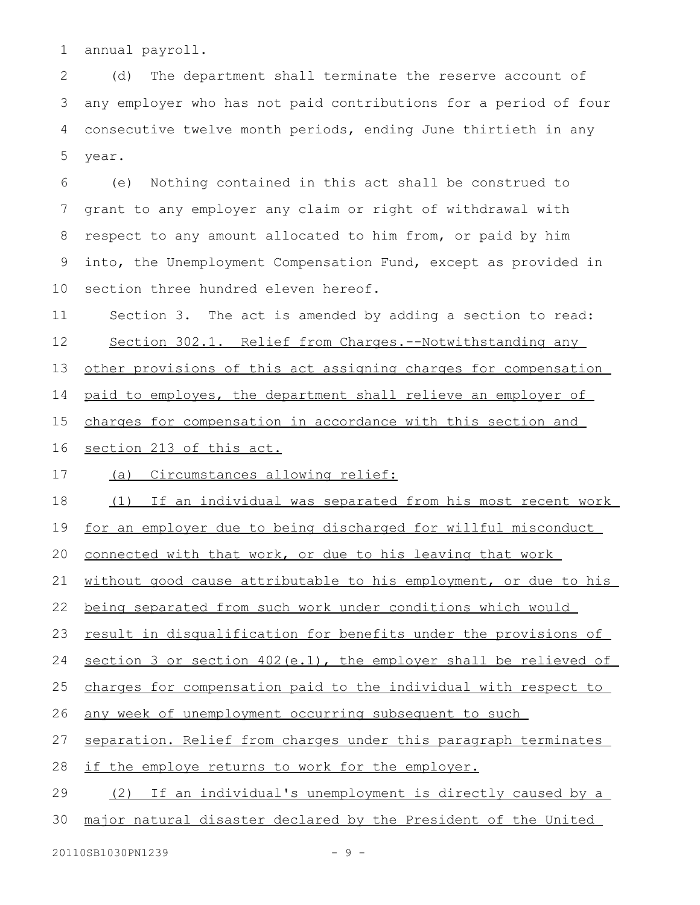annual payroll.

(d) The department shall terminate the reserve account of any employer who has not paid contributions for a period of four consecutive twelve month periods, ending June thirtieth in any year.

(e) Nothing contained in this act shall be construed to grant to any employer any claim or right of withdrawal with respect to any amount allocated to him from, or paid by him into, the Unemployment Compensation Fund, except as provided in section three hundred eleven hereof.

Section 3. The act is amended by adding a section to read:

Section 302.1. Relief from Charges.--Notwithstanding any other provisions of this act assigning charges for compensation paid to employes, the department shall relieve an employer of charges for compensation in accordance with this section and section 213 of this act.

(a) Circumstances allowing relief:

(1) If an individual was separated from his most recent work for an employer due to being discharged for willful misconduct connected with that work, or due to his leaving that work without good cause attributable to his employment, or due to his being separated from such work under conditions which would result in disqualification for benefits under the provisions of section 3 or section 402(e.1), the employer shall be relieved of charges for compensation paid to the individual with respect to any week of unemployment occurring subsequent to such separation. Relief from charges under this paragraph terminates if the employe returns to work for the employer.

(2) If an individual's unemployment is directly caused by a major natural disaster declared by the President of the United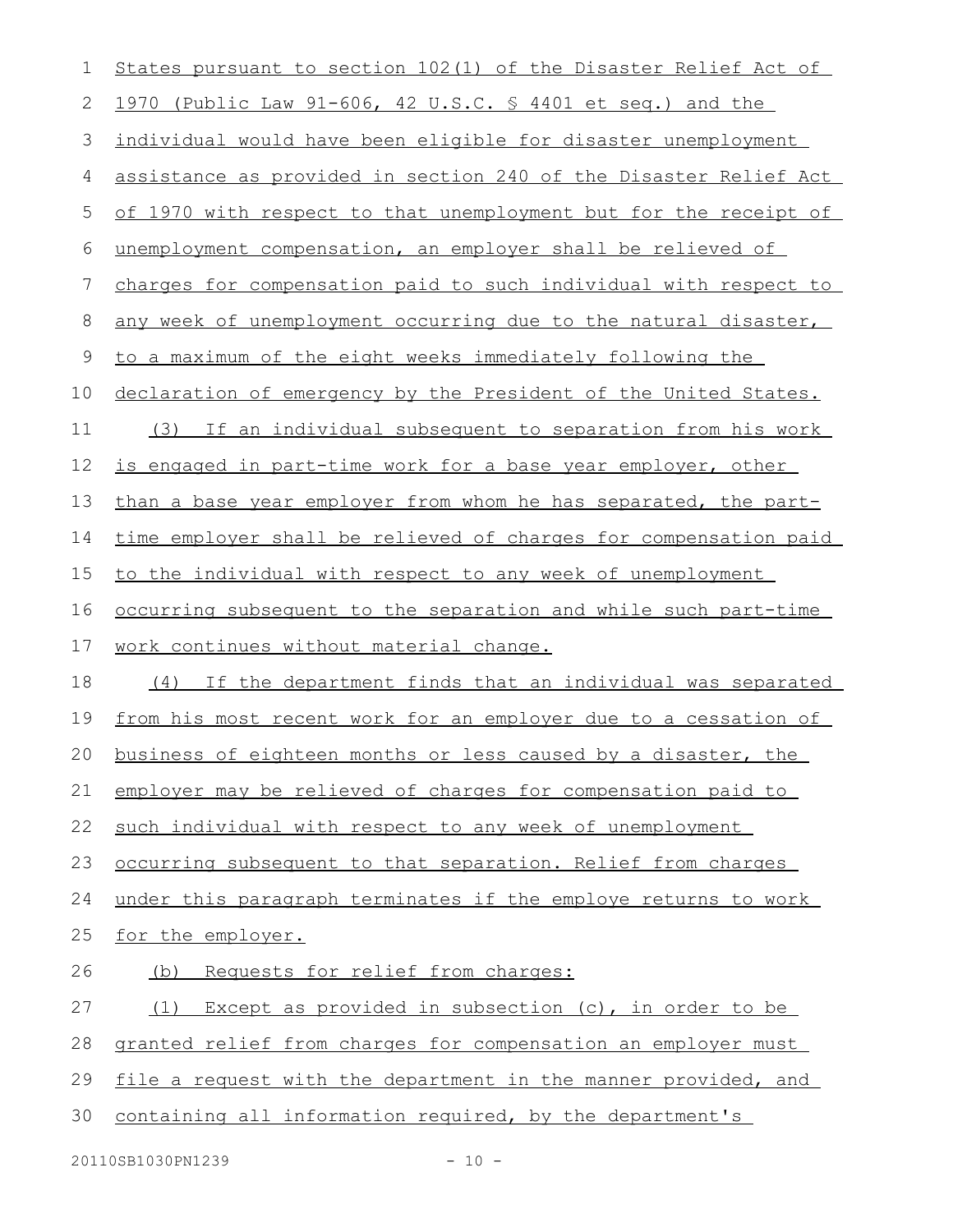States pursuant to section 102(1) of the Disaster Relief Act of 1970 (Public Law 91-606, 42 U.S.C. § 4401 et seq.) and the individual would have been eligible for disaster unemployment assistance as provided in section 240 of the Disaster Relief Act of 1970 with respect to that unemployment but for the receipt of unemployment compensation, an employer shall be relieved of charges for compensation paid to such individual with respect to any week of unemployment occurring due to the natural disaster, to a maximum of the eight weeks immediately following the declaration of emergency by the President of the United States.

(3) If an individual subsequent to separation from his work is engaged in part-time work for a base year employer, other than a base year employer from whom he has separated, the part-time employer shall be relieved of charges for compensation paid to the individual with respect to any week of unemployment occurring subsequent to the separation and while such part-time work continues without material change.

(4) If the department finds that an individual was separated from his most recent work for an employer due to a cessation of business of eighteen months or less caused by a disaster, the employer may be relieved of charges for compensation paid to such individual with respect to any week of unemployment occurring subsequent to that separation. Relief from charges under this paragraph terminates if the employe returns to work for the employer.

(b) Requests for relief from charges:

(1) Except as provided in subsection (c), in order to be granted relief from charges for compensation an employer must file a request with the department in the manner provided, and containing all information required, by the department's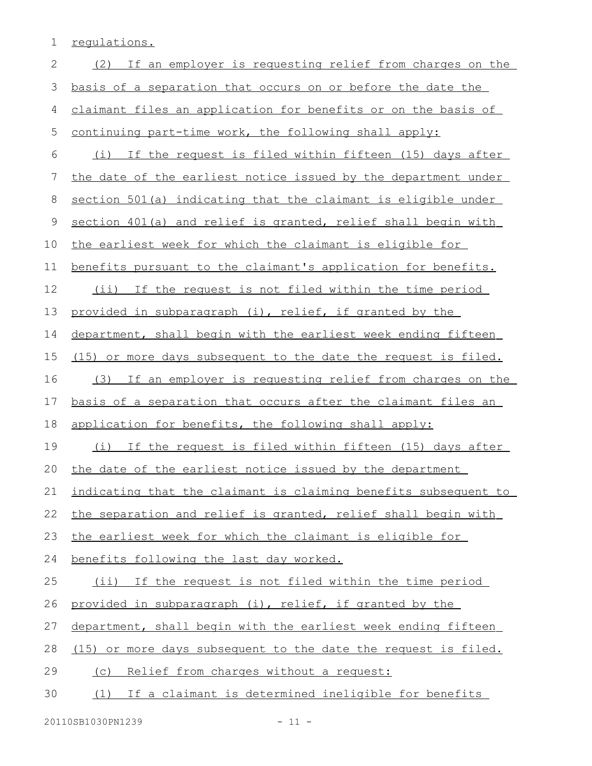regulations.

(2) If an employer is requesting relief from charges on the basis of a separation that occurs on or before the date the claimant files an application for benefits or on the basis of continuing part-time work, the following shall apply:

(i) If the request is filed within fifteen (15) days after the date of the earliest notice issued by the department under section 501(a) indicating that the claimant is eligible under section 401(a) and relief is granted, relief shall begin with the earliest week for which the claimant is eligible for benefits pursuant to the claimant's application for benefits.

(ii) If the request is not filed within the time period provided in subparagraph (i), relief, if granted by the department, shall begin with the earliest week ending fifteen (15) or more days subsequent to the date the request is filed.

(3) If an employer is requesting relief from charges on the basis of a separation that occurs after the claimant files an application for benefits, the following shall apply:

(i) If the request is filed within fifteen (15) days after the date of the earliest notice issued by the department indicating that the claimant is claiming benefits subsequent to the separation and relief is granted, relief shall begin with the earliest week for which the claimant is eligible for benefits following the last day worked.

(ii) If the request is not filed within the time period provided in subparagraph (i), relief, if granted by the department, shall begin with the earliest week ending fifteen (15) or more days subsequent to the date the request is filed.

(c) Relief from charges without a request:

(1) If a claimant is determined ineligible for benefits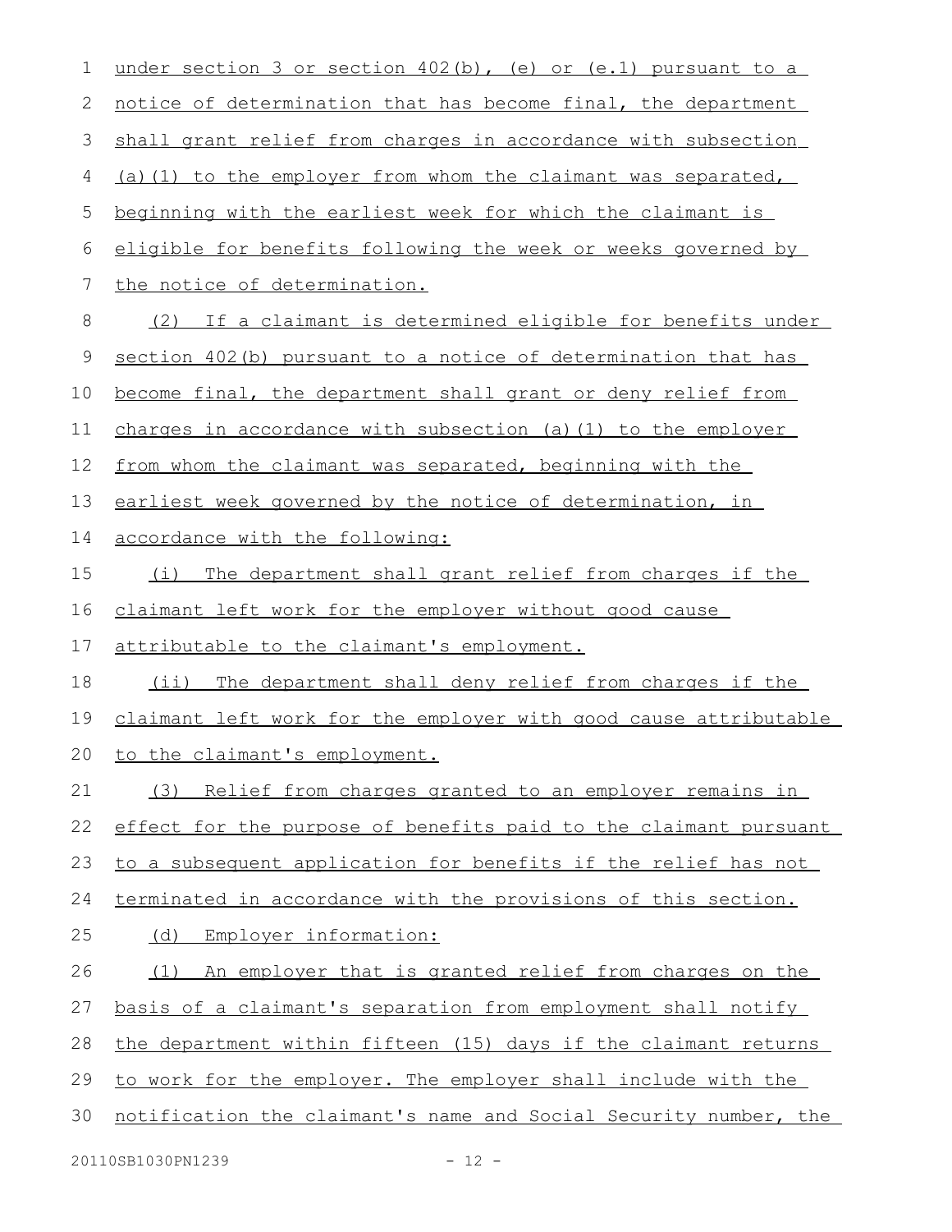under section 3 or section 402(b), (e) or (e.1) pursuant to a notice of determination that has become final, the department shall grant relief from charges in accordance with subsection (a)(1) to the employer from whom the claimant was separated, beginning with the earliest week for which the claimant is eligible for benefits following the week or weeks governed by the notice of determination.

(2) If a claimant is determined eligible for benefits under section 402(b) pursuant to a notice of determination that has become final, the department shall grant or deny relief from charges in accordance with subsection (a)(1) to the employer from whom the claimant was separated, beginning with the earliest week governed by the notice of determination, in accordance with the following:

(i) The department shall grant relief from charges if the claimant left work for the employer without good cause attributable to the claimant's employment.

(ii) The department shall deny relief from charges if the claimant left work for the employer with good cause attributable to the claimant's employment.

(3) Relief from charges granted to an employer remains in effect for the purpose of benefits paid to the claimant pursuant to a subsequent application for benefits if the relief has not terminated in accordance with the provisions of this section.

(d) Employer information:

(1) An employer that is granted relief from charges on the basis of a claimant's separation from employment shall notify the department within fifteen (15) days if the claimant returns to work for the employer. The employer shall include with the notification the claimant's name and Social Security number, the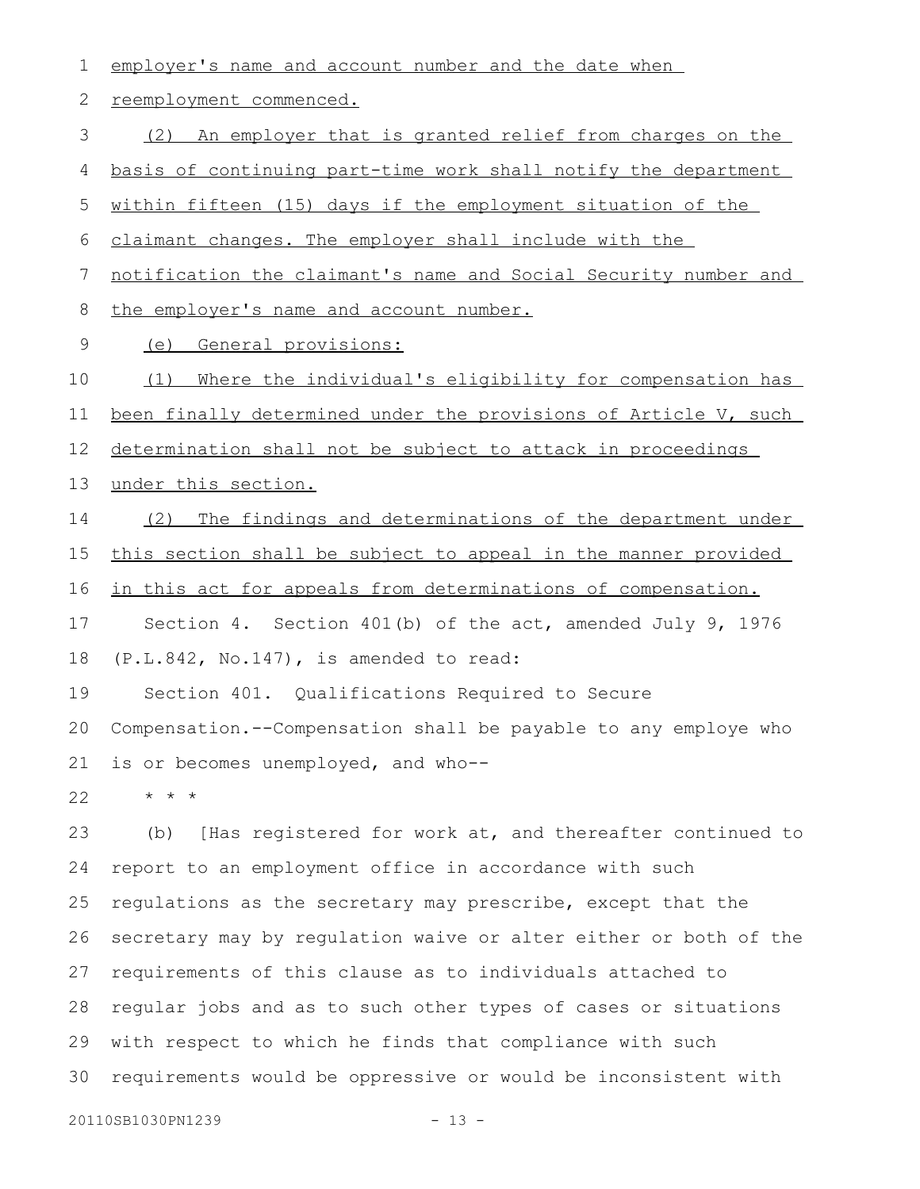employer's name and account number and the date when reemployment commenced.

(2) An employer that is granted relief from charges on the basis of continuing part-time work shall notify the department within fifteen (15) days if the employment situation of the claimant changes. The employer shall include with the notification the claimant's name and Social Security number and the employer's name and account number.

(e) General provisions:

(1) Where the individual's eligibility for compensation has been finally determined under the provisions of Article V, such determination shall not be subject to attack in proceedings under this section.

(2) The findings and determinations of the department under this section shall be subject to appeal in the manner provided in this act for appeals from determinations of compensation.

Section 4. Section 401(b) of the act, amended July 9, 1976 (P.L.842, No.147), is amended to read:

Section 401. Qualifications Required to Secure Compensation.--Compensation shall be payable to any employe who is or becomes unemployed, and who--

\* \* \*

(b) [Has registered for work at, and thereafter continued to report to an employment office in accordance with such regulations as the secretary may prescribe, except that the secretary may by regulation waive or alter either or both of the requirements of this clause as to individuals attached to regular jobs and as to such other types of cases or situations with respect to which he finds that compliance with such requirements would be oppressive or would be inconsistent with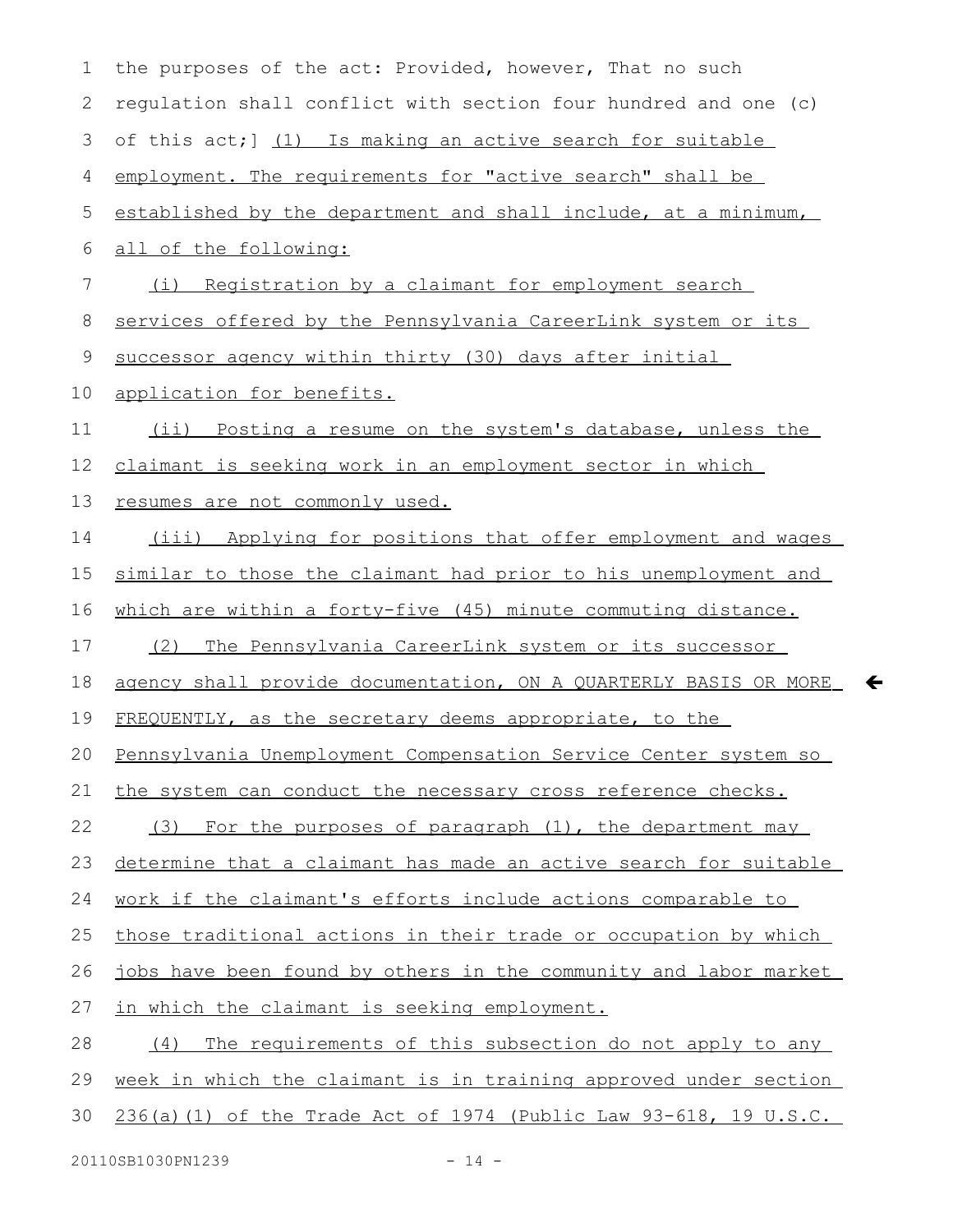the purposes of the act: Provided, however, That no such regulation shall conflict with section four hundred and one (c) of this act;] (1) Is making an active search for suitable employment. The requirements for "active search" shall be established by the department and shall include, at a minimum, all of the following:

(i) Registration by a claimant for employment search services offered by the Pennsylvania CareerLink system or its successor agency within thirty (30) days after initial application for benefits.

(ii) Posting a resume on the system's database, unless the claimant is seeking work in an employment sector in which resumes are not commonly used.

(iii) Applying for positions that offer employment and wages similar to those the claimant had prior to his unemployment and which are within a forty-five (45) minute commuting distance.

(2) The Pennsylvania CareerLink system or its successor agency shall provide documentation, ON A QUARTERLY BASIS OR MORE FREQUENTLY, as the secretary deems appropriate, to the Pennsylvania Unemployment Compensation Service Center system so the system can conduct the necessary cross reference checks.

(3) For the purposes of paragraph (1), the department may determine that a claimant has made an active search for suitable work if the claimant's efforts include actions comparable to those traditional actions in their trade or occupation by which jobs have been found by others in the community and labor market in which the claimant is seeking employment.

(4) The requirements of this subsection do not apply to any week in which the claimant is in training approved under section 236(a)(1) of the Trade Act of 1974 (Public Law 93-618, 19 U.S.C.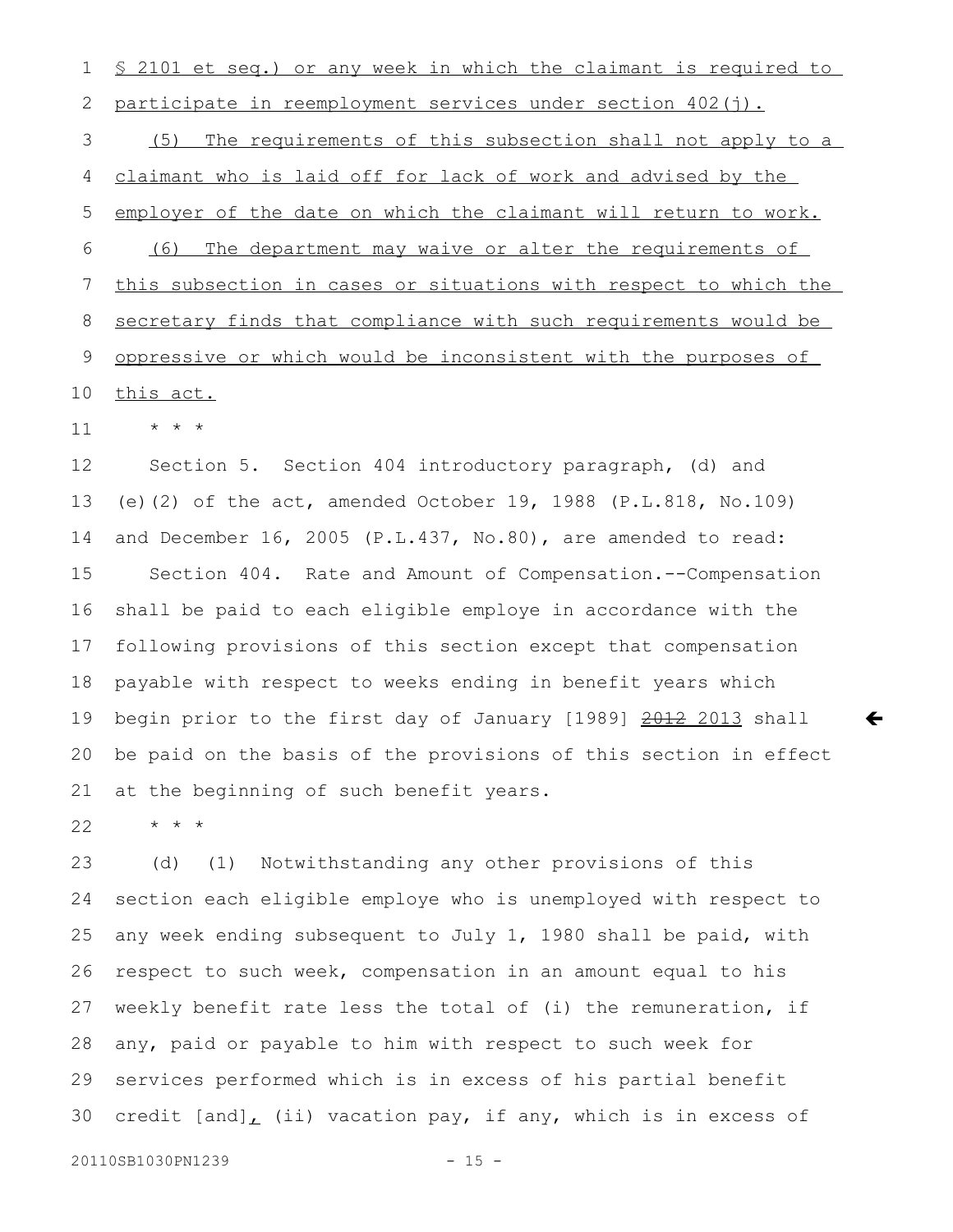§ 2101 et seq.) or any week in which the claimant is required to participate in reemployment services under section 402(j).

(5) The requirements of this subsection shall not apply to a claimant who is laid off for lack of work and advised by the employer of the date on which the claimant will return to work.

(6) The department may waive or alter the requirements of this subsection in cases or situations with respect to which the secretary finds that compliance with such requirements would be oppressive or which would be inconsistent with the purposes of this act.

\* \* \*

Section 5. Section 404 introductory paragraph, (d) and (e)(2) of the act, amended October 19, 1988 (P.L.818, No.109) and December 16, 2005 (P.L.437, No.80), are amended to read:

Section 404. Rate and Amount of Compensation.--Compensation shall be paid to each eligible employe in accordance with the following provisions of this section except that compensation payable with respect to weeks ending in benefit years which begin prior to the first day of January [1989] ~~2012~~ 2013 shall be paid on the basis of the provisions of this section in effect at the beginning of such benefit years.

\* \* \*

(d) (1) Notwithstanding any other provisions of this section each eligible employe who is unemployed with respect to any week ending subsequent to July 1, 1980 shall be paid, with respect to such week, compensation in an amount equal to his weekly benefit rate less the total of (i) the remuneration, if any, paid or payable to him with respect to such week for services performed which is in excess of his partial benefit credit [and], (ii) vacation pay, if any, which is in excess of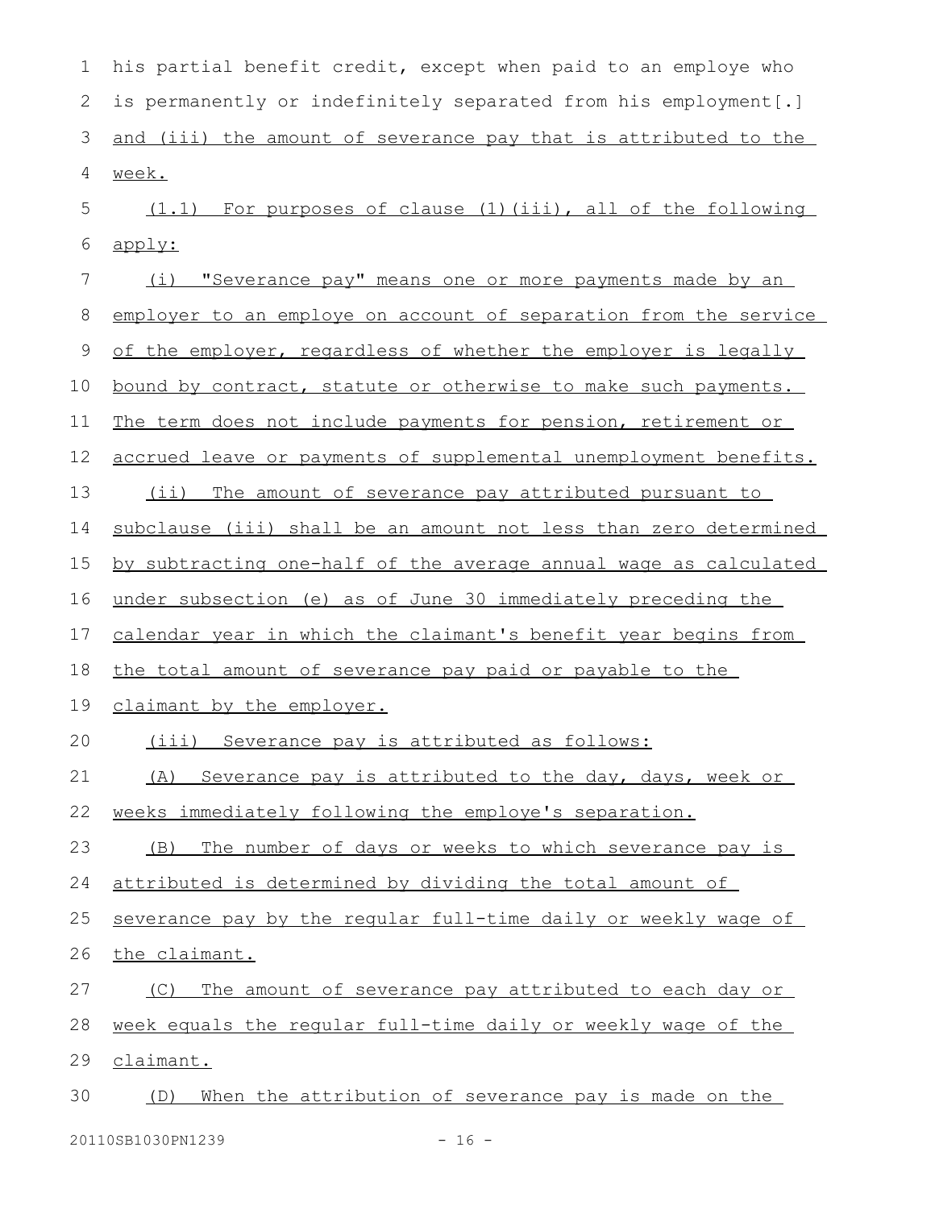his partial benefit credit, except when paid to an employe who is permanently or indefinitely separated from his employment[.] and (iii) the amount of severance pay that is attributed to the week.

(1.1) For purposes of clause (1)(iii), all of the following apply:

(i) "Severance pay" means one or more payments made by an employer to an employe on account of separation from the service of the employer, regardless of whether the employer is legally bound by contract, statute or otherwise to make such payments. The term does not include payments for pension, retirement or accrued leave or payments of supplemental unemployment benefits.

(ii) The amount of severance pay attributed pursuant to subclause (iii) shall be an amount not less than zero determined by subtracting one-half of the average annual wage as calculated under subsection (e) as of June 30 immediately preceding the calendar year in which the claimant's benefit year begins from the total amount of severance pay paid or payable to the claimant by the employer.

(iii) Severance pay is attributed as follows:

(A) Severance pay is attributed to the day, days, week or weeks immediately following the employe's separation.

(B) The number of days or weeks to which severance pay is attributed is determined by dividing the total amount of severance pay by the regular full-time daily or weekly wage of the claimant.

(C) The amount of severance pay attributed to each day or week equals the regular full-time daily or weekly wage of the claimant.

(D) When the attribution of severance pay is made on the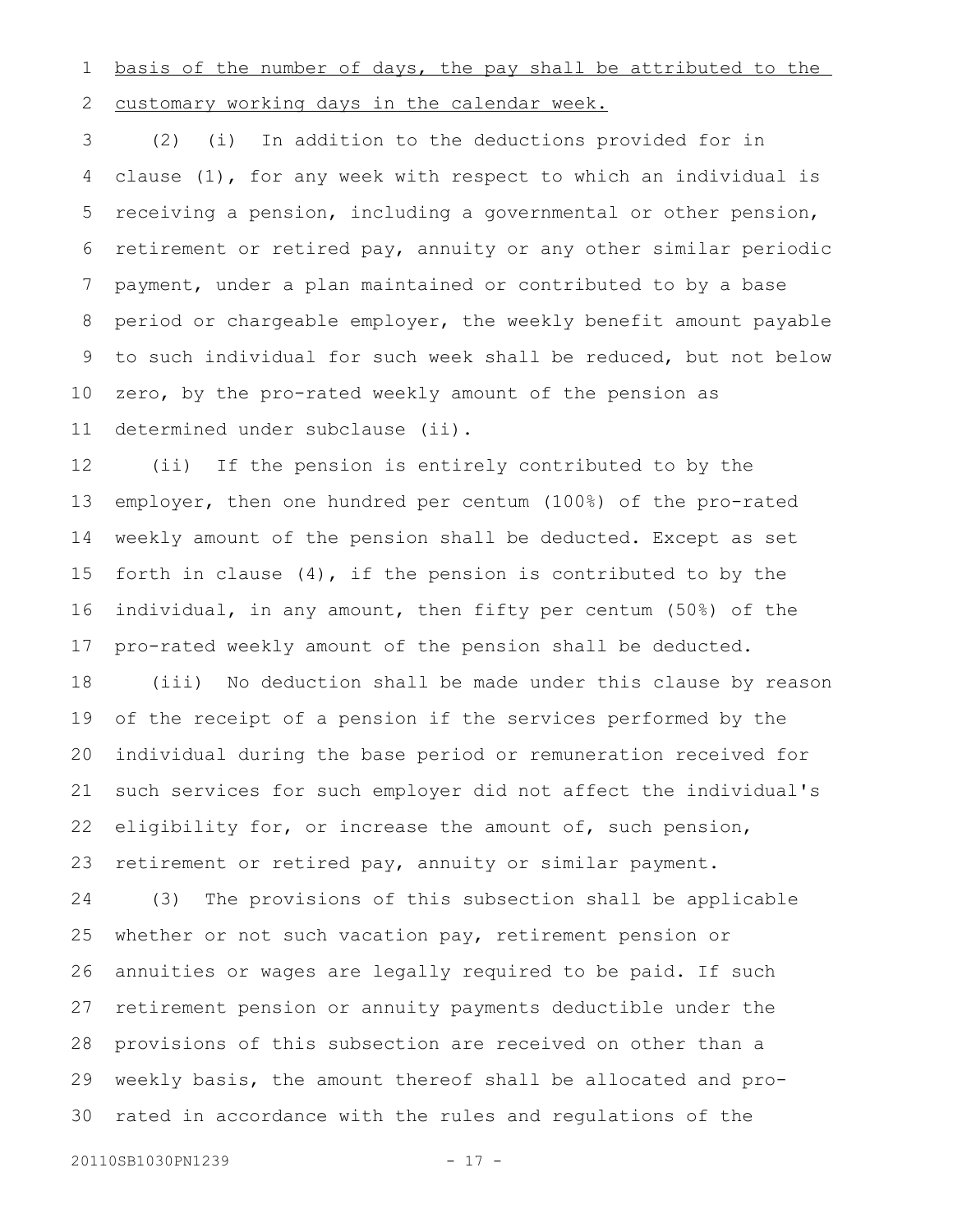basis of the number of days, the pay shall be attributed to the customary working days in the calendar week.

(2) (i) In addition to the deductions provided for in clause (1), for any week with respect to which an individual is receiving a pension, including a governmental or other pension, retirement or retired pay, annuity or any other similar periodic payment, under a plan maintained or contributed to by a base period or chargeable employer, the weekly benefit amount payable to such individual for such week shall be reduced, but not below zero, by the pro-rated weekly amount of the pension as determined under subclause (ii).

(ii) If the pension is entirely contributed to by the employer, then one hundred per centum (100%) of the pro-rated weekly amount of the pension shall be deducted. Except as set forth in clause (4), if the pension is contributed to by the individual, in any amount, then fifty per centum (50%) of the pro-rated weekly amount of the pension shall be deducted.

(iii) No deduction shall be made under this clause by reason of the receipt of a pension if the services performed by the individual during the base period or remuneration received for such services for such employer did not affect the individual's eligibility for, or increase the amount of, such pension, retirement or retired pay, annuity or similar payment.

(3) The provisions of this subsection shall be applicable whether or not such vacation pay, retirement pension or annuities or wages are legally required to be paid. If such retirement pension or annuity payments deductible under the provisions of this subsection are received on other than a weekly basis, the amount thereof shall be allocated and pro-rated in accordance with the rules and regulations of the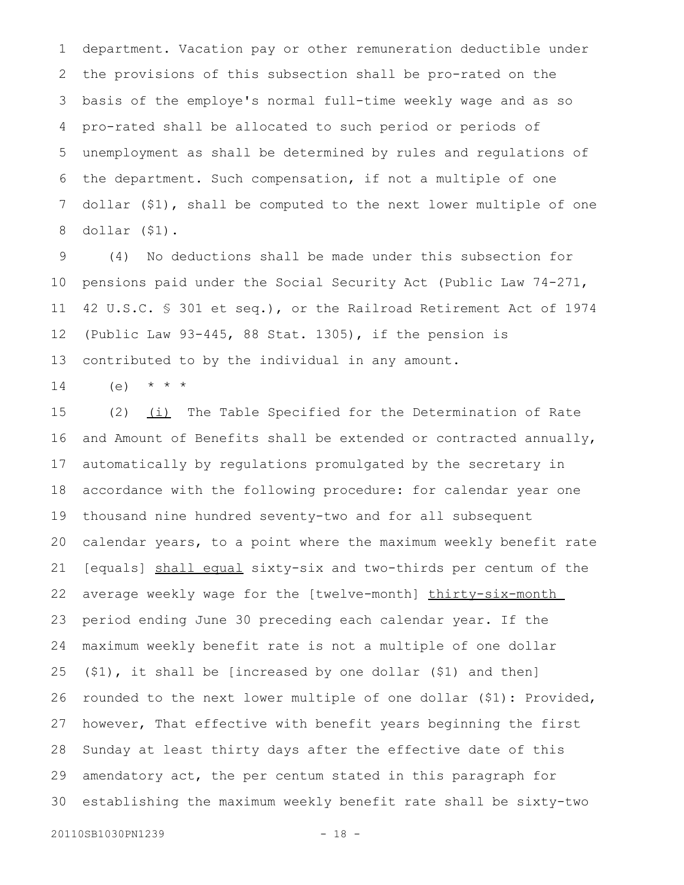department. Vacation pay or other remuneration deductible under the provisions of this subsection shall be pro-rated on the basis of the employe's normal full-time weekly wage and as so pro-rated shall be allocated to such period or periods of unemployment as shall be determined by rules and regulations of the department. Such compensation, if not a multiple of one dollar ($1), shall be computed to the next lower multiple of one dollar ($1).

(4) No deductions shall be made under this subsection for pensions paid under the Social Security Act (Public Law 74-271, 42 U.S.C. § 301 et seq.), or the Railroad Retirement Act of 1974 (Public Law 93-445, 88 Stat. 1305), if the pension is contributed to by the individual in any amount.

(e) * * *

(2) <u>(i)</u> The Table Specified for the Determination of Rate and Amount of Benefits shall be extended or contracted annually, automatically by regulations promulgated by the secretary in accordance with the following procedure: for calendar year one thousand nine hundred seventy-two and for all subsequent calendar years, to a point where the maximum weekly benefit rate [equals] <u>shall equal</u> sixty-six and two-thirds per centum of the average weekly wage for the [twelve-month] <u>thirty-six-month</u> period ending June 30 preceding each calendar year. If the maximum weekly benefit rate is not a multiple of one dollar ($1), it shall be [increased by one dollar ($1) and then] rounded to the next lower multiple of one dollar ($1): Provided, however, That effective with benefit years beginning the first Sunday at least thirty days after the effective date of this amendatory act, the per centum stated in this paragraph for establishing the maximum weekly benefit rate shall be sixty-two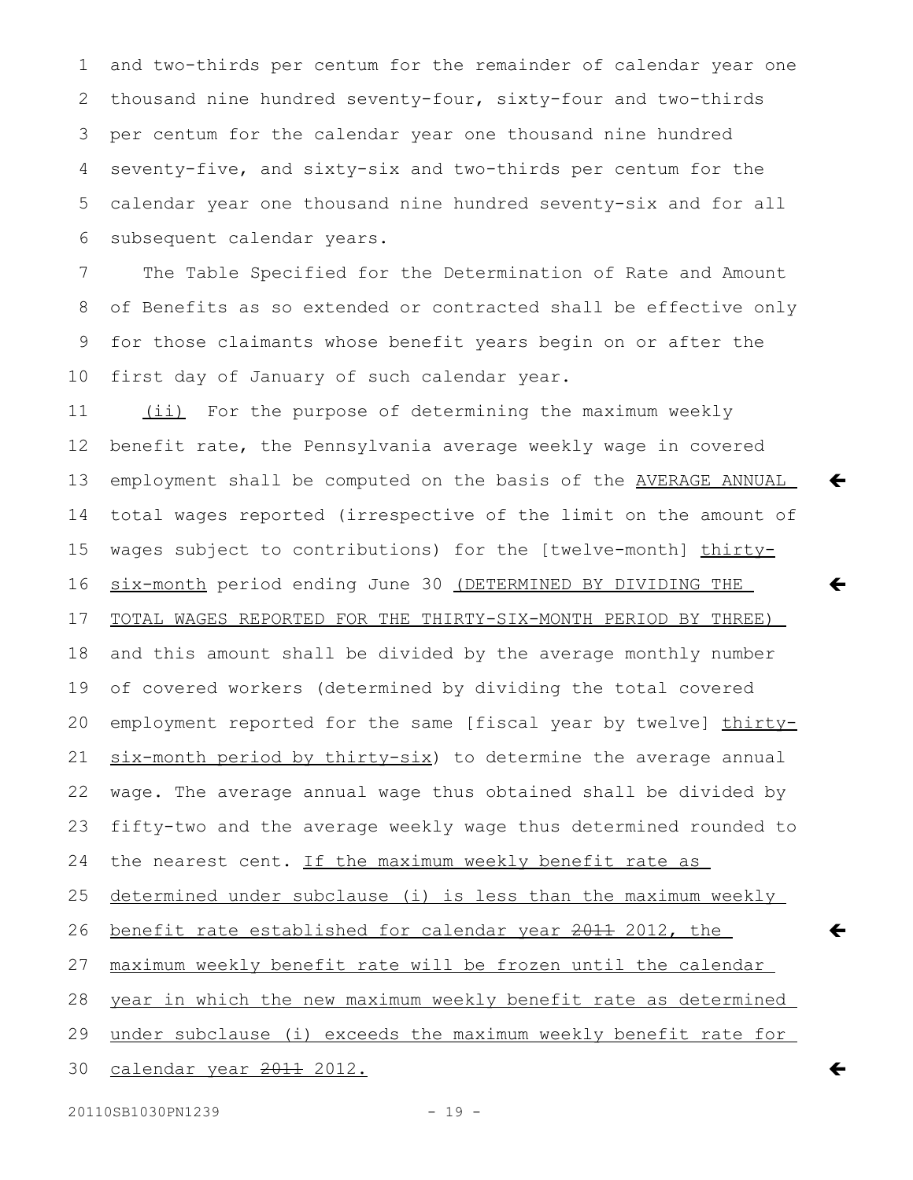and two-thirds per centum for the remainder of calendar year one thousand nine hundred seventy-four, sixty-four and two-thirds per centum for the calendar year one thousand nine hundred seventy-five, and sixty-six and two-thirds per centum for the calendar year one thousand nine hundred seventy-six and for all subsequent calendar years.

The Table Specified for the Determination of Rate and Amount of Benefits as so extended or contracted shall be effective only for those claimants whose benefit years begin on or after the first day of January of such calendar year.

(ii) For the purpose of determining the maximum weekly benefit rate, the Pennsylvania average weekly wage in covered employment shall be computed on the basis of the AVERAGE ANNUAL total wages reported (irrespective of the limit on the amount of wages subject to contributions) for the [twelve-month] thirty-six-month period ending June 30 (DETERMINED BY DIVIDING THE TOTAL WAGES REPORTED FOR THE THIRTY-SIX-MONTH PERIOD BY THREE) and this amount shall be divided by the average monthly number of covered workers (determined by dividing the total covered employment reported for the same [fiscal year by twelve] thirty-six-month period by thirty-six) to determine the average annual wage. The average annual wage thus obtained shall be divided by fifty-two and the average weekly wage thus determined rounded to the nearest cent. If the maximum weekly benefit rate as determined under subclause (i) is less than the maximum weekly benefit rate established for calendar year ~~2011~~ 2012, the maximum weekly benefit rate will be frozen until the calendar year in which the new maximum weekly benefit rate as determined under subclause (i) exceeds the maximum weekly benefit rate for calendar year ~~2011~~ 2012.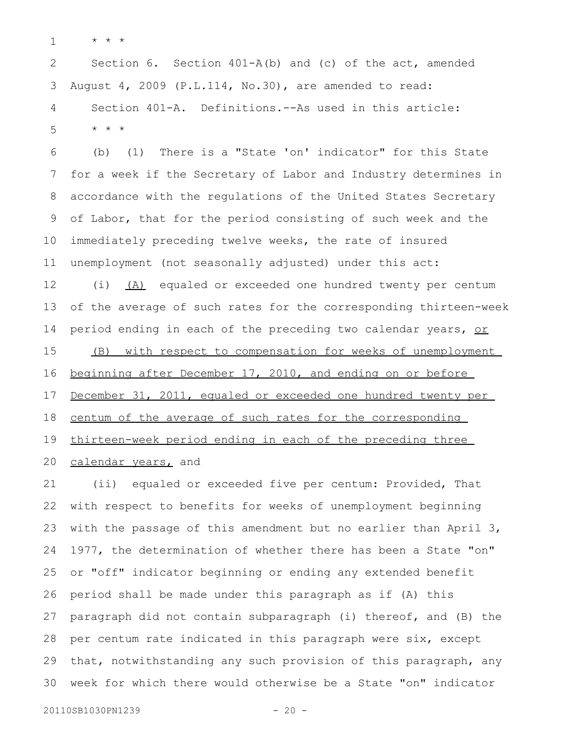* * *

Section 6. Section 401-A(b) and (c) of the act, amended August 4, 2009 (P.L.114, No.30), are amended to read:

Section 401-A. Definitions.--As used in this article:

* * *

(b) (1) There is a "State 'on' indicator" for this State for a week if the Secretary of Labor and Industry determines in accordance with the regulations of the United States Secretary of Labor, that for the period consisting of such week and the immediately preceding twelve weeks, the rate of insured unemployment (not seasonally adjusted) under this act:

(i) <u>(A)</u> equaled or exceeded one hundred twenty per centum of the average of such rates for the corresponding thirteen-week period ending in each of the preceding two calendar years, <u>or (B) with respect to compensation for weeks of unemployment beginning after December 17, 2010, and ending on or before December 31, 2011, equaled or exceeded one hundred twenty per centum of the average of such rates for the corresponding thirteen-week period ending in each of the preceding three calendar years,</u> and

(ii) equaled or exceeded five per centum: Provided, That with respect to benefits for weeks of unemployment beginning with the passage of this amendment but no earlier than April 3, 1977, the determination of whether there has been a State "on" or "off" indicator beginning or ending any extended benefit period shall be made under this paragraph as if (A) this paragraph did not contain subparagraph (i) thereof, and (B) the per centum rate indicated in this paragraph were six, except that, notwithstanding any such provision of this paragraph, any week for which there would otherwise be a State "on" indicator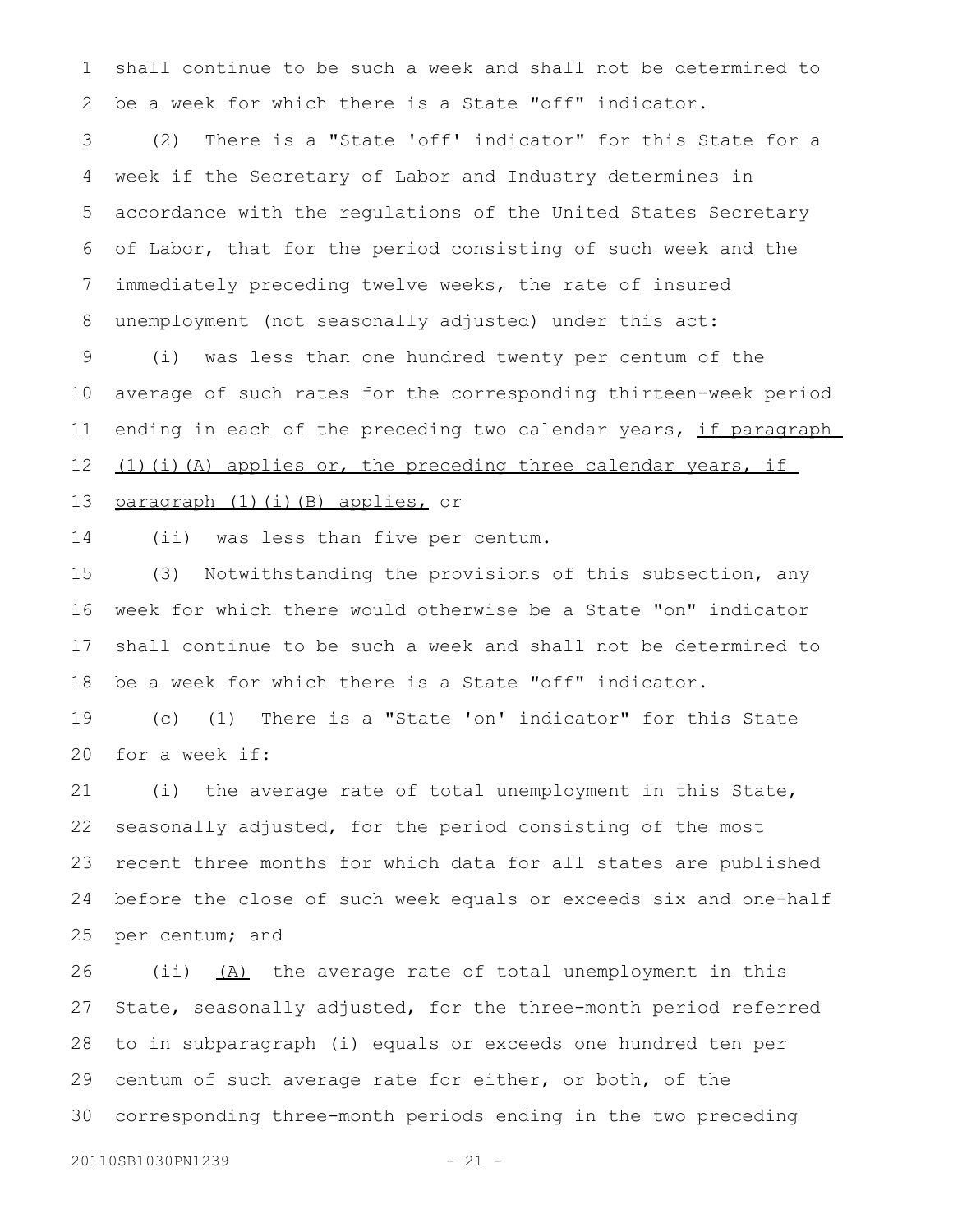shall continue to be such a week and shall not be determined to be a week for which there is a State "off" indicator.

(2) There is a "State 'off' indicator" for this State for a week if the Secretary of Labor and Industry determines in accordance with the regulations of the United States Secretary of Labor, that for the period consisting of such week and the immediately preceding twelve weeks, the rate of insured unemployment (not seasonally adjusted) under this act:

(i) was less than one hundred twenty per centum of the average of such rates for the corresponding thirteen-week period ending in each of the preceding two calendar years, <u>if paragraph (1)(i)(A) applies or, the preceding three calendar years, if paragraph (1)(i)(B) applies,</u> or

(ii) was less than five per centum.

(3) Notwithstanding the provisions of this subsection, any week for which there would otherwise be a State "on" indicator shall continue to be such a week and shall not be determined to be a week for which there is a State "off" indicator.

(c) (1) There is a "State 'on' indicator" for this State for a week if:

(i) the average rate of total unemployment in this State, seasonally adjusted, for the period consisting of the most recent three months for which data for all states are published before the close of such week equals or exceeds six and one-half per centum; and

(ii) <u>(A)</u> the average rate of total unemployment in this State, seasonally adjusted, for the three-month period referred to in subparagraph (i) equals or exceeds one hundred ten per centum of such average rate for either, or both, of the corresponding three-month periods ending in the two preceding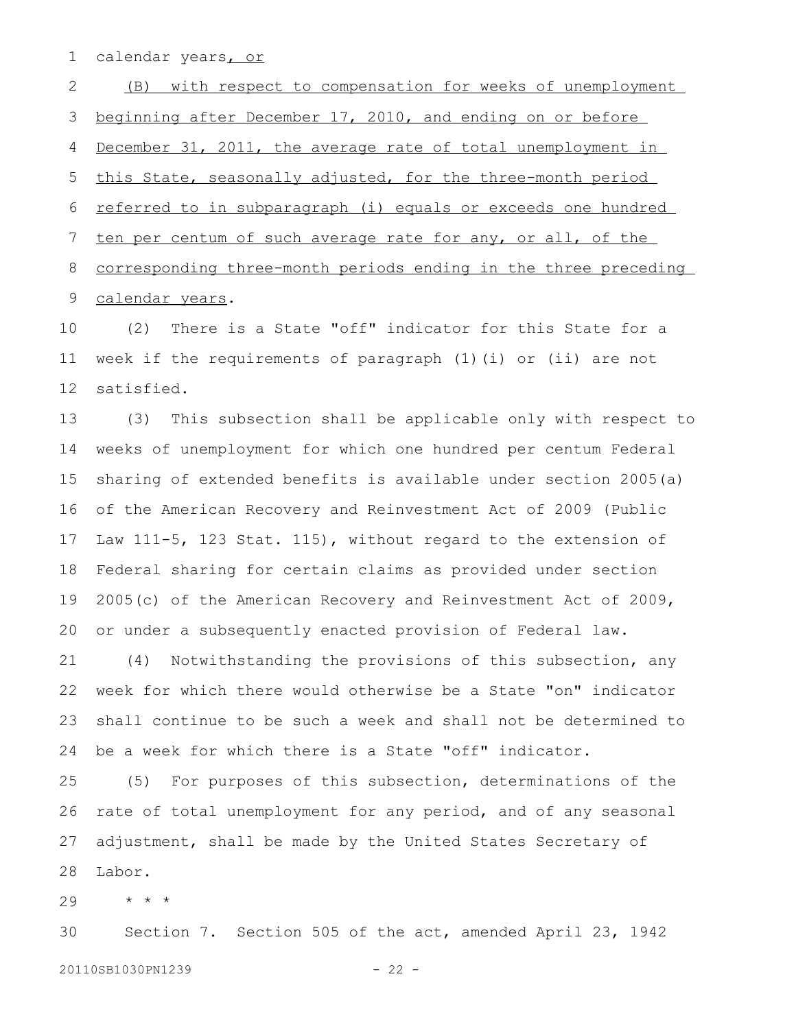calendar years, or

(B) with respect to compensation for weeks of unemployment beginning after December 17, 2010, and ending on or before December 31, 2011, the average rate of total unemployment in this State, seasonally adjusted, for the three-month period referred to in subparagraph (i) equals or exceeds one hundred ten per centum of such average rate for any, or all, of the corresponding three-month periods ending in the three preceding calendar years.

(2) There is a State "off" indicator for this State for a week if the requirements of paragraph (1)(i) or (ii) are not satisfied.

(3) This subsection shall be applicable only with respect to weeks of unemployment for which one hundred per centum Federal sharing of extended benefits is available under section 2005(a) of the American Recovery and Reinvestment Act of 2009 (Public Law 111-5, 123 Stat. 115), without regard to the extension of Federal sharing for certain claims as provided under section 2005(c) of the American Recovery and Reinvestment Act of 2009, or under a subsequently enacted provision of Federal law.

(4) Notwithstanding the provisions of this subsection, any week for which there would otherwise be a State "on" indicator shall continue to be such a week and shall not be determined to be a week for which there is a State "off" indicator.

(5) For purposes of this subsection, determinations of the rate of total unemployment for any period, and of any seasonal adjustment, shall be made by the United States Secretary of Labor.

\* \* \*

Section 7. Section 505 of the act, amended April 23, 1942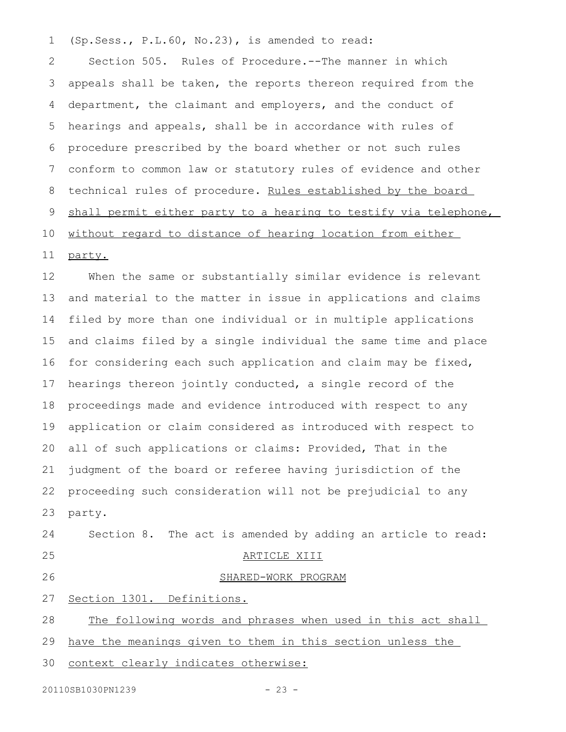(Sp.Sess., P.L.60, No.23), is amended to read:

Section 505. Rules of Procedure.--The manner in which appeals shall be taken, the reports thereon required from the department, the claimant and employers, and the conduct of hearings and appeals, shall be in accordance with rules of procedure prescribed by the board whether or not such rules conform to common law or statutory rules of evidence and other technical rules of procedure. <u>Rules established by the board shall permit either party to a hearing to testify via telephone, without regard to distance of hearing location from either party.</u>

When the same or substantially similar evidence is relevant and material to the matter in issue in applications and claims filed by more than one individual or in multiple applications and claims filed by a single individual the same time and place for considering each such application and claim may be fixed, hearings thereon jointly conducted, a single record of the proceedings made and evidence introduced with respect to any application or claim considered as introduced with respect to all of such applications or claims: Provided, That in the judgment of the board or referee having jurisdiction of the proceeding such consideration will not be prejudicial to any party.

Section 8. The act is amended by adding an article to read:

<u>ARTICLE XIII</u>

<u>SHARED-WORK PROGRAM</u>

<u>Section 1301. Definitions.</u>

<u>The following words and phrases when used in this act shall have the meanings given to them in this section unless the context clearly indicates otherwise:</u>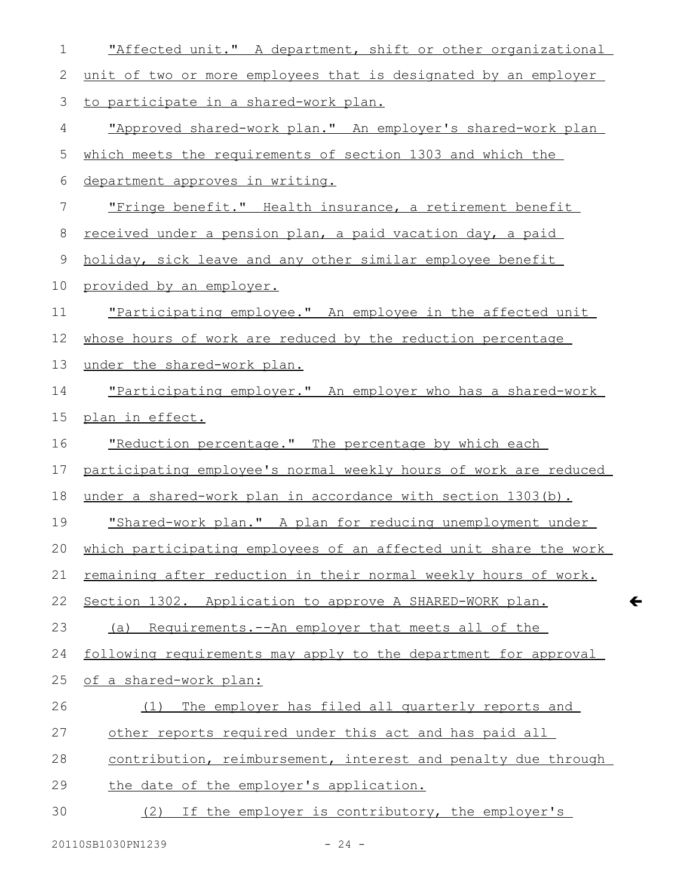"Affected unit." A department, shift or other organizational unit of two or more employees that is designated by an employer to participate in a shared-work plan.

"Approved shared-work plan." An employer's shared-work plan which meets the requirements of section 1303 and which the department approves in writing.

"Fringe benefit." Health insurance, a retirement benefit received under a pension plan, a paid vacation day, a paid holiday, sick leave and any other similar employee benefit provided by an employer.

"Participating employee." An employee in the affected unit whose hours of work are reduced by the reduction percentage under the shared-work plan.

"Participating employer." An employer who has a shared-work plan in effect.

"Reduction percentage." The percentage by which each participating employee's normal weekly hours of work are reduced under a shared-work plan in accordance with section 1303(b).

"Shared-work plan." A plan for reducing unemployment under which participating employees of an affected unit share the work remaining after reduction in their normal weekly hours of work.

Section 1302. Application to approve A SHARED-WORK plan.

(a) Requirements.--An employer that meets all of the following requirements may apply to the department for approval of a shared-work plan:

(1) The employer has filed all quarterly reports and other reports required under this act and has paid all contribution, reimbursement, interest and penalty due through the date of the employer's application.

(2) If the employer is contributory, the employer's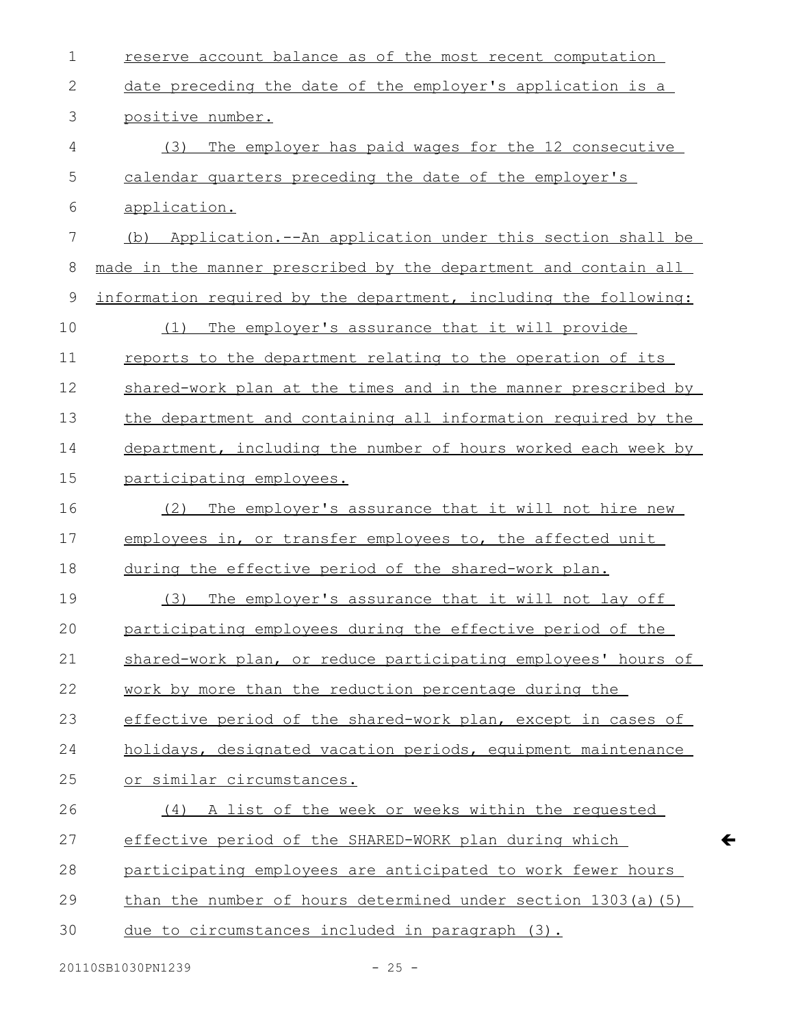reserve account balance as of the most recent computation date preceding the date of the employer's application is a positive number.

(3) The employer has paid wages for the 12 consecutive calendar quarters preceding the date of the employer's application.

(b) Application.--An application under this section shall be made in the manner prescribed by the department and contain all information required by the department, including the following:

(1) The employer's assurance that it will provide reports to the department relating to the operation of its shared-work plan at the times and in the manner prescribed by the department and containing all information required by the department, including the number of hours worked each week by participating employees.

(2) The employer's assurance that it will not hire new employees in, or transfer employees to, the affected unit during the effective period of the shared-work plan.

(3) The employer's assurance that it will not lay off participating employees during the effective period of the shared-work plan, or reduce participating employees' hours of work by more than the reduction percentage during the effective period of the shared-work plan, except in cases of holidays, designated vacation periods, equipment maintenance or similar circumstances.

(4) A list of the week or weeks within the requested effective period of the SHARED-WORK plan during which participating employees are anticipated to work fewer hours than the number of hours determined under section 1303(a)(5) due to circumstances included in paragraph (3).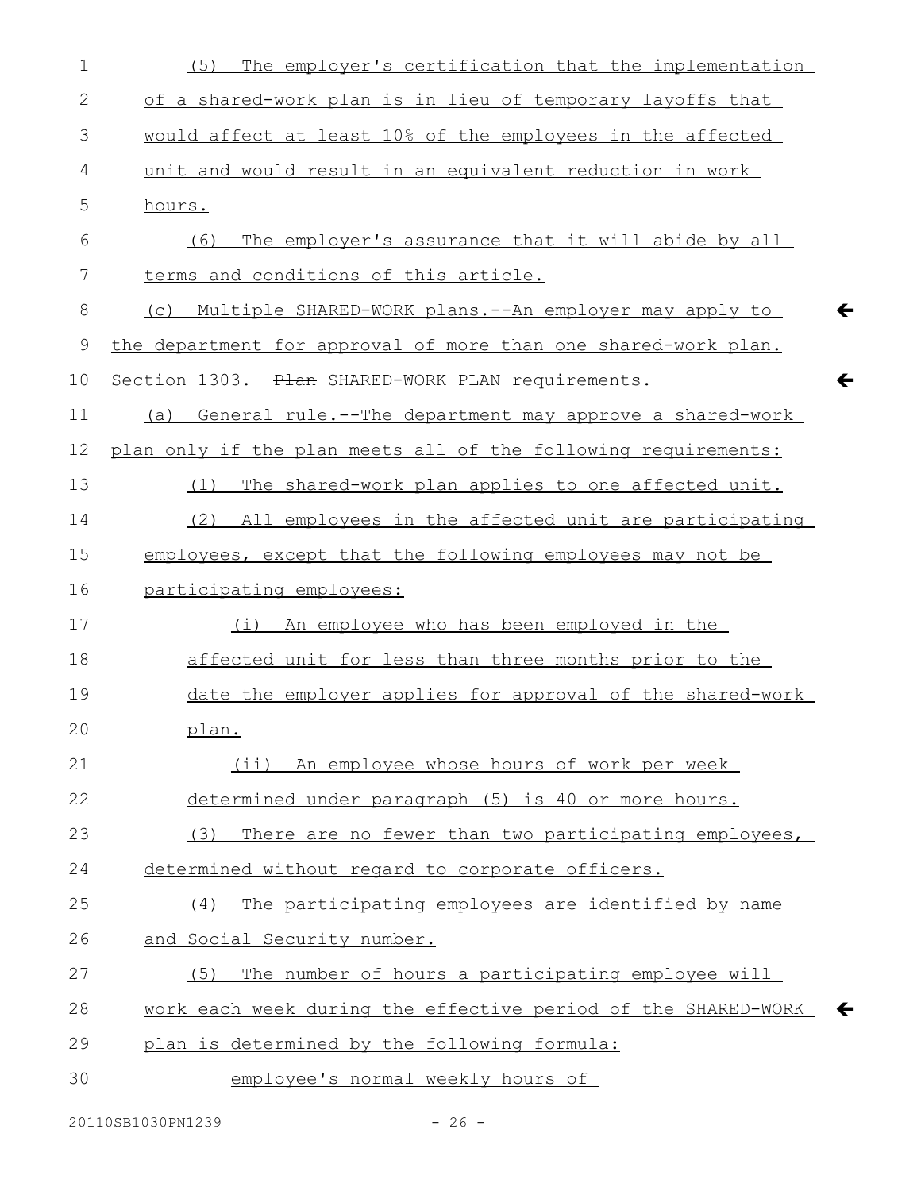(5) The employer's certification that the implementation of a shared-work plan is in lieu of temporary layoffs that would affect at least 10% of the employees in the affected unit and would result in an equivalent reduction in work hours.

(6) The employer's assurance that it will abide by all terms and conditions of this article.

(c) Multiple SHARED-WORK plans.--An employer may apply to the department for approval of more than one shared-work plan.

Section 1303. ~~Plan~~ SHARED-WORK PLAN requirements.

(a) General rule.--The department may approve a shared-work plan only if the plan meets all of the following requirements:

(1) The shared-work plan applies to one affected unit.

(2) All employees in the affected unit are participating employees, except that the following employees may not be participating employees:

(i) An employee who has been employed in the affected unit for less than three months prior to the date the employer applies for approval of the shared-work plan.

(ii) An employee whose hours of work per week determined under paragraph (5) is 40 or more hours.

(3) There are no fewer than two participating employees, determined without regard to corporate officers.

(4) The participating employees are identified by name and Social Security number.

(5) The number of hours a participating employee will work each week during the effective period of the SHARED-WORK plan is determined by the following formula:

employee's normal weekly hours of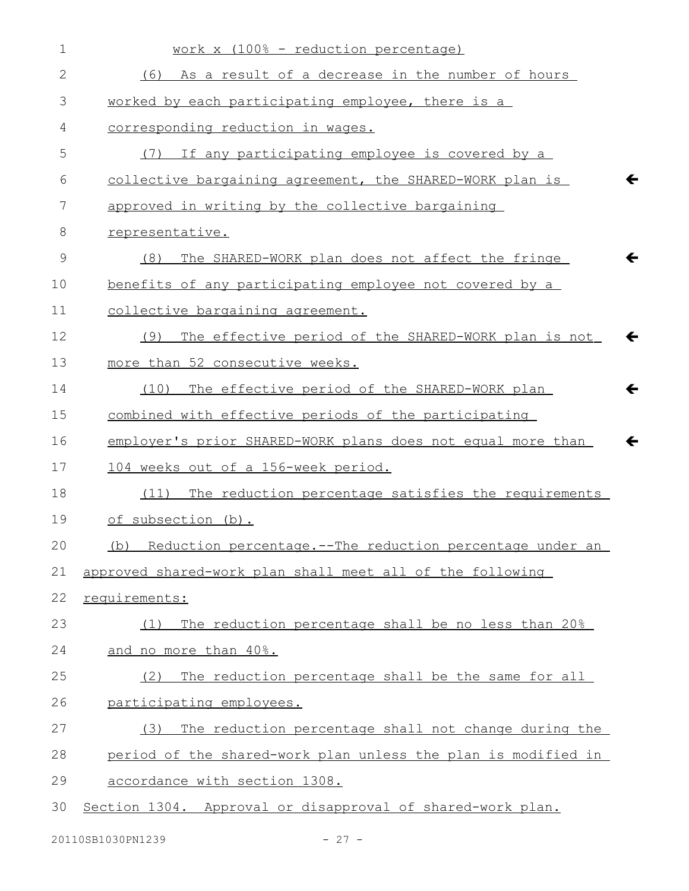work x (100% - reduction percentage)

(6) As a result of a decrease in the number of hours worked by each participating employee, there is a corresponding reduction in wages.

(7) If any participating employee is covered by a collective bargaining agreement, the SHARED-WORK plan is approved in writing by the collective bargaining representative.

(8) The SHARED-WORK plan does not affect the fringe benefits of any participating employee not covered by a collective bargaining agreement.

(9) The effective period of the SHARED-WORK plan is not more than 52 consecutive weeks.

(10) The effective period of the SHARED-WORK plan combined with effective periods of the participating employer's prior SHARED-WORK plans does not equal more than 104 weeks out of a 156-week period.

(11) The reduction percentage satisfies the requirements of subsection (b).

(b) Reduction percentage.--The reduction percentage under an approved shared-work plan shall meet all of the following requirements:

(1) The reduction percentage shall be no less than 20% and no more than 40%.

(2) The reduction percentage shall be the same for all participating employees.

(3) The reduction percentage shall not change during the period of the shared-work plan unless the plan is modified in accordance with section 1308.

Section 1304. Approval or disapproval of shared-work plan.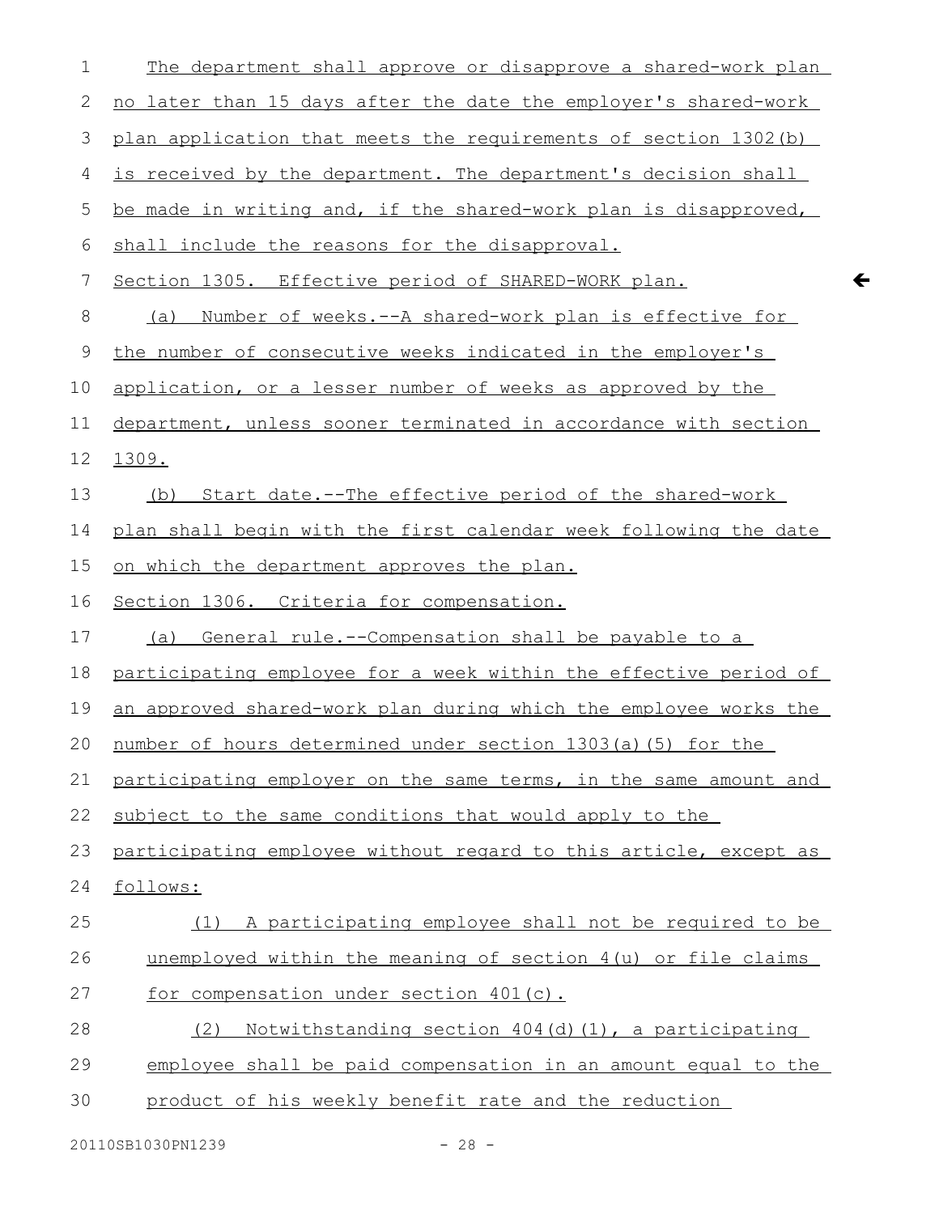The department shall approve or disapprove a shared-work plan no later than 15 days after the date the employer's shared-work plan application that meets the requirements of section 1302(b) is received by the department. The department's decision shall be made in writing and, if the shared-work plan is disapproved, shall include the reasons for the disapproval.

Section 1305. Effective period of SHARED-WORK plan.

(a) Number of weeks.--A shared-work plan is effective for the number of consecutive weeks indicated in the employer's application, or a lesser number of weeks as approved by the department, unless sooner terminated in accordance with section 1309.

(b) Start date.--The effective period of the shared-work plan shall begin with the first calendar week following the date on which the department approves the plan.

Section 1306. Criteria for compensation.

(a) General rule.--Compensation shall be payable to a participating employee for a week within the effective period of an approved shared-work plan during which the employee works the number of hours determined under section 1303(a)(5) for the participating employer on the same terms, in the same amount and subject to the same conditions that would apply to the participating employee without regard to this article, except as follows:

(1) A participating employee shall not be required to be unemployed within the meaning of section 4(u) or file claims for compensation under section 401(c).

(2) Notwithstanding section 404(d)(1), a participating employee shall be paid compensation in an amount equal to the product of his weekly benefit rate and the reduction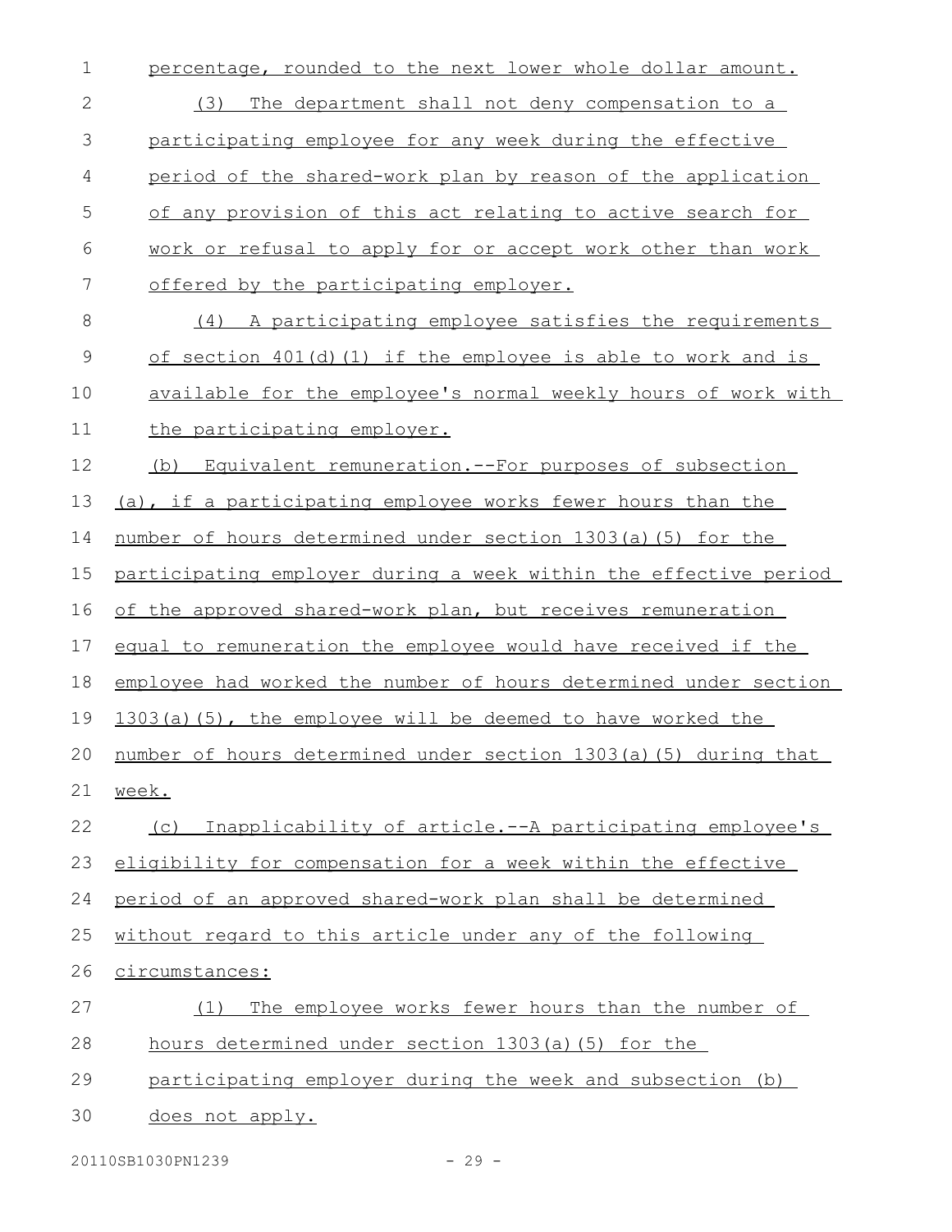percentage, rounded to the next lower whole dollar amount.

(3) The department shall not deny compensation to a participating employee for any week during the effective period of the shared-work plan by reason of the application of any provision of this act relating to active search for work or refusal to apply for or accept work other than work offered by the participating employer.

(4) A participating employee satisfies the requirements of section 401(d)(1) if the employee is able to work and is available for the employee's normal weekly hours of work with the participating employer.

(b) Equivalent remuneration.--For purposes of subsection (a), if a participating employee works fewer hours than the number of hours determined under section 1303(a)(5) for the participating employer during a week within the effective period of the approved shared-work plan, but receives remuneration equal to remuneration the employee would have received if the employee had worked the number of hours determined under section 1303(a)(5), the employee will be deemed to have worked the number of hours determined under section 1303(a)(5) during that week.

(c) Inapplicability of article.--A participating employee's eligibility for compensation for a week within the effective period of an approved shared-work plan shall be determined without regard to this article under any of the following circumstances:

(1) The employee works fewer hours than the number of hours determined under section 1303(a)(5) for the participating employer during the week and subsection (b) does not apply.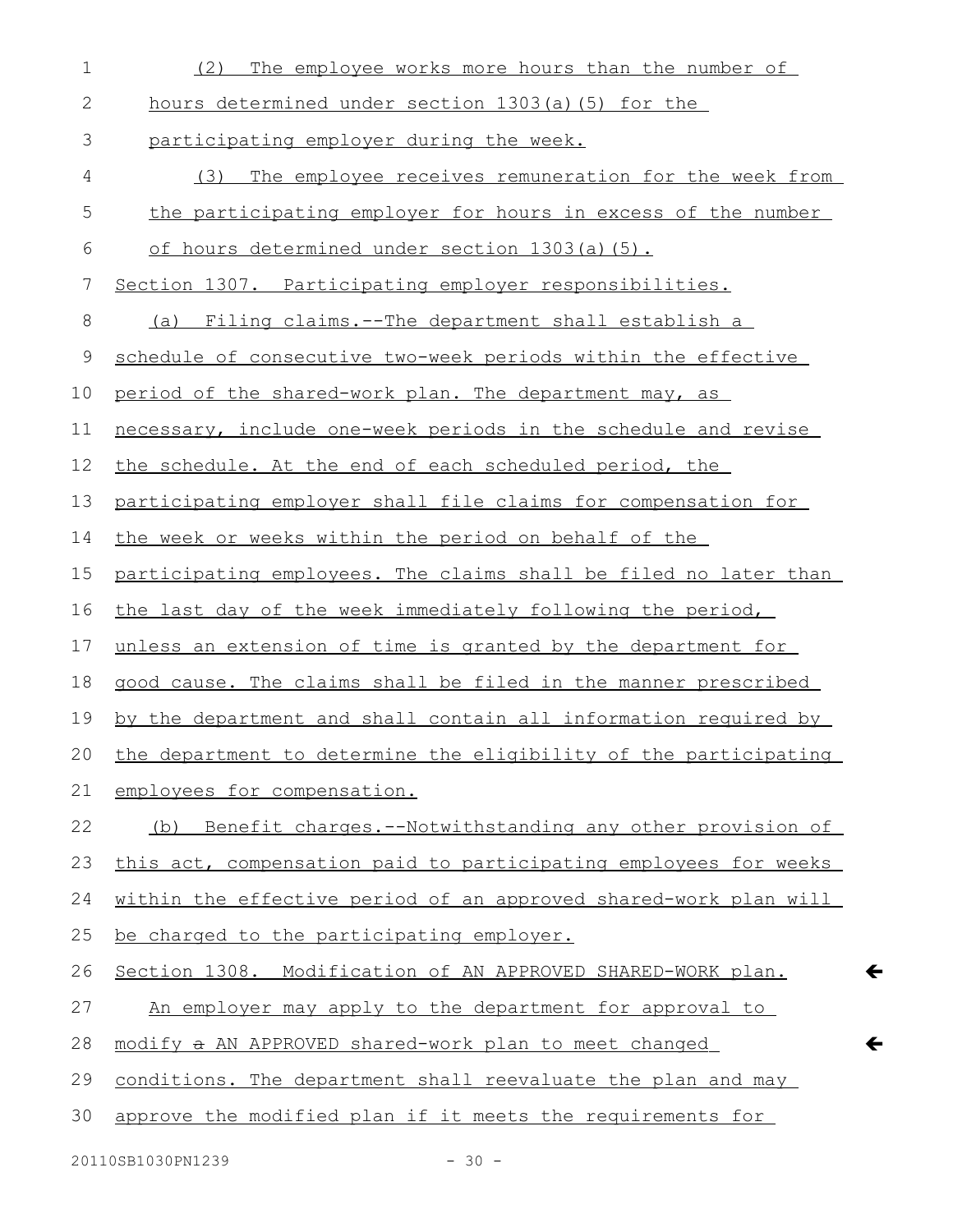(2) The employee works more hours than the number of hours determined under section 1303(a)(5) for the participating employer during the week.

(3) The employee receives remuneration for the week from the participating employer for hours in excess of the number of hours determined under section 1303(a)(5).

Section 1307. Participating employer responsibilities.

(a) Filing claims.--The department shall establish a schedule of consecutive two-week periods within the effective period of the shared-work plan. The department may, as necessary, include one-week periods in the schedule and revise the schedule. At the end of each scheduled period, the participating employer shall file claims for compensation for the week or weeks within the period on behalf of the participating employees. The claims shall be filed no later than the last day of the week immediately following the period, unless an extension of time is granted by the department for good cause. The claims shall be filed in the manner prescribed by the department and shall contain all information required by the department to determine the eligibility of the participating employees for compensation.

(b) Benefit charges.--Notwithstanding any other provision of this act, compensation paid to participating employees for weeks within the effective period of an approved shared-work plan will be charged to the participating employer.

Section 1308. Modification of AN APPROVED SHARED-WORK plan.

An employer may apply to the department for approval to modify ~~a~~ AN APPROVED shared-work plan to meet changed conditions. The department shall reevaluate the plan and may approve the modified plan if it meets the requirements for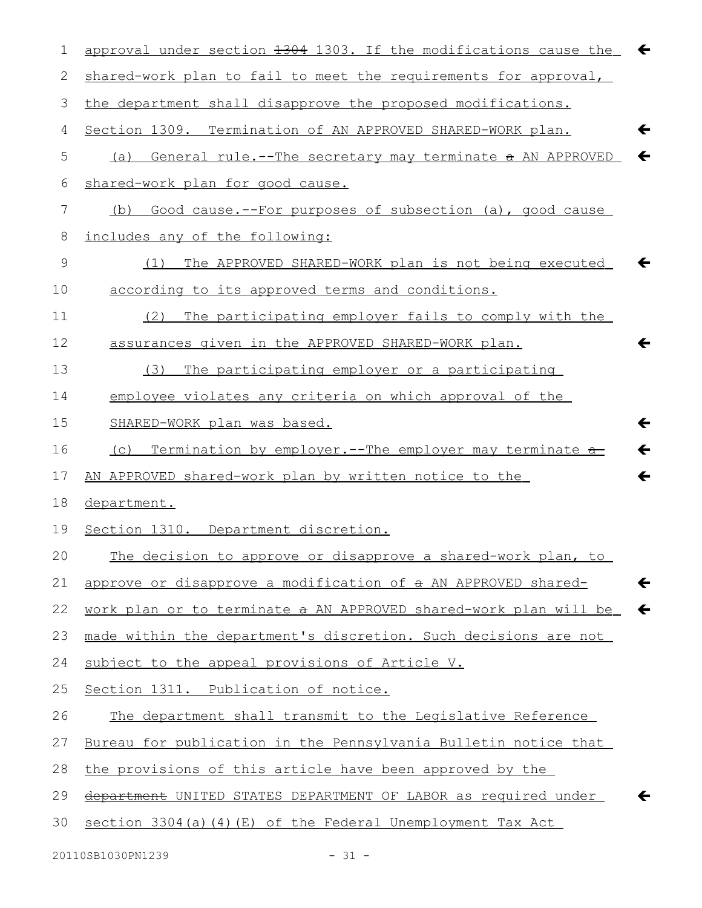approval under section ~~1304~~ 1303. If the modifications cause the shared-work plan to fail to meet the requirements for approval, the department shall disapprove the proposed modifications.

Section 1309. Termination of AN APPROVED SHARED-WORK plan.

(a) General rule.--The secretary may terminate ~~a~~ AN APPROVED shared-work plan for good cause.

(b) Good cause.--For purposes of subsection (a), good cause includes any of the following:

(1) The APPROVED SHARED-WORK plan is not being executed according to its approved terms and conditions.

(2) The participating employer fails to comply with the assurances given in the APPROVED SHARED-WORK plan.

(3) The participating employer or a participating employee violates any criteria on which approval of the SHARED-WORK plan was based.

(c) Termination by employer.--The employer may terminate ~~a~~ AN APPROVED shared-work plan by written notice to the department.

Section 1310. Department discretion.

The decision to approve or disapprove a shared-work plan, to approve or disapprove a modification of ~~a~~ AN APPROVED shared-work plan or to terminate ~~a~~ AN APPROVED shared-work plan will be made within the department's discretion. Such decisions are not subject to the appeal provisions of Article V.

Section 1311. Publication of notice.

The department shall transmit to the Legislative Reference Bureau for publication in the Pennsylvania Bulletin notice that the provisions of this article have been approved by the ~~department~~ UNITED STATES DEPARTMENT OF LABOR as required under section 3304(a)(4)(E) of the Federal Unemployment Tax Act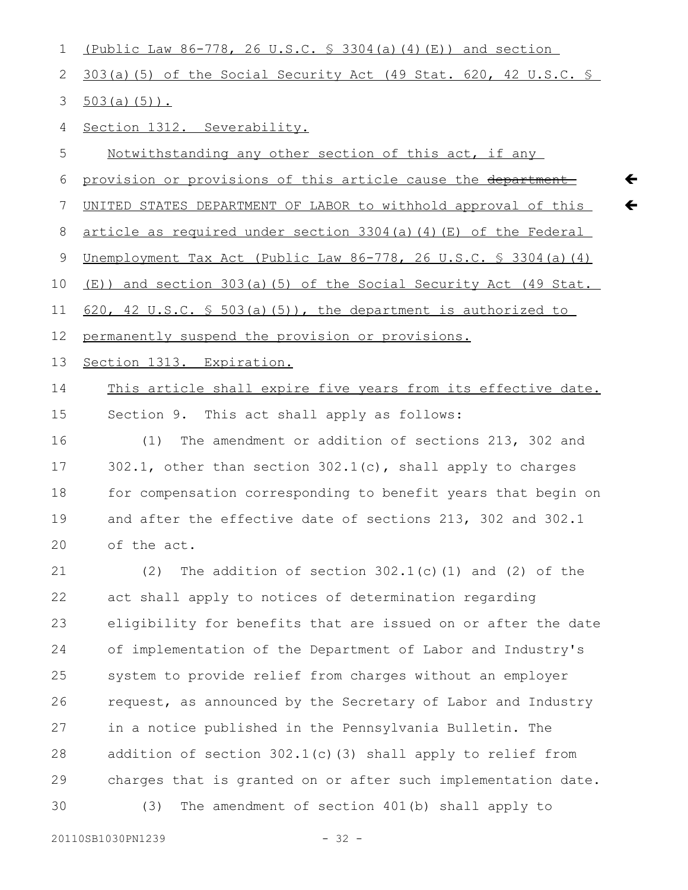(Public Law 86-778, 26 U.S.C. § 3304(a)(4)(E)) and section 303(a)(5) of the Social Security Act (49 Stat. 620, 42 U.S.C. § 503(a)(5)).

Section 1312. Severability.

Notwithstanding any other section of this act, if any provision or provisions of this article cause the ~~department~~ UNITED STATES DEPARTMENT OF LABOR to withhold approval of this article as required under section 3304(a)(4)(E) of the Federal Unemployment Tax Act (Public Law 86-778, 26 U.S.C. § 3304(a)(4)(E)) and section 303(a)(5) of the Social Security Act (49 Stat. 620, 42 U.S.C. § 503(a)(5)), the department is authorized to permanently suspend the provision or provisions.

Section 1313. Expiration.

This article shall expire five years from its effective date.

Section 9. This act shall apply as follows:

(1) The amendment or addition of sections 213, 302 and 302.1, other than section 302.1(c), shall apply to charges for compensation corresponding to benefit years that begin on and after the effective date of sections 213, 302 and 302.1 of the act.

(2) The addition of section 302.1(c)(1) and (2) of the act shall apply to notices of determination regarding eligibility for benefits that are issued on or after the date of implementation of the Department of Labor and Industry's system to provide relief from charges without an employer request, as announced by the Secretary of Labor and Industry in a notice published in the Pennsylvania Bulletin. The addition of section 302.1(c)(3) shall apply to relief from charges that is granted on or after such implementation date.

(3) The amendment of section 401(b) shall apply to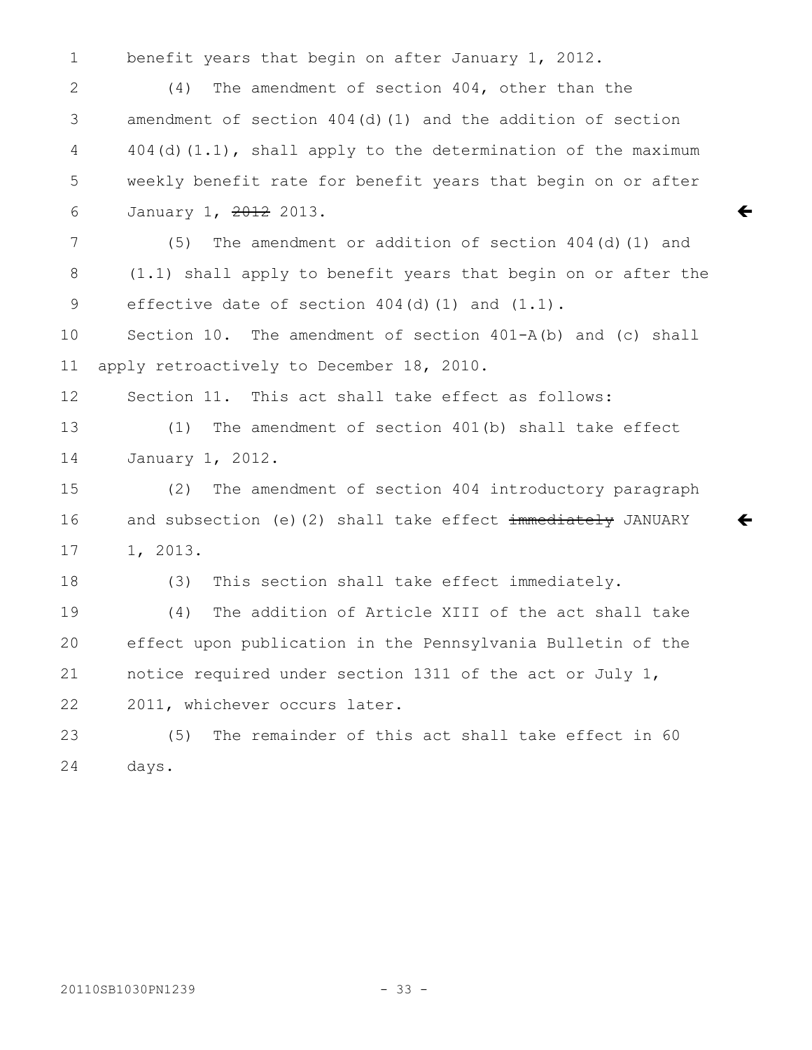benefit years that begin on after January 1, 2012.

(4) The amendment of section 404, other than the amendment of section 404(d)(1) and the addition of section 404(d)(1.1), shall apply to the determination of the maximum weekly benefit rate for benefit years that begin on or after January 1, ~~2012~~ 2013.

(5) The amendment or addition of section 404(d)(1) and (1.1) shall apply to benefit years that begin on or after the effective date of section 404(d)(1) and (1.1).

Section 10. The amendment of section 401-A(b) and (c) shall apply retroactively to December 18, 2010.

Section 11. This act shall take effect as follows:

(1) The amendment of section 401(b) shall take effect January 1, 2012.

(2) The amendment of section 404 introductory paragraph and subsection (e)(2) shall take effect ~~immediately~~ JANUARY 1, 2013.

(3) This section shall take effect immediately.

(4) The addition of Article XIII of the act shall take effect upon publication in the Pennsylvania Bulletin of the notice required under section 1311 of the act or July 1, 2011, whichever occurs later.

(5) The remainder of this act shall take effect in 60 days.